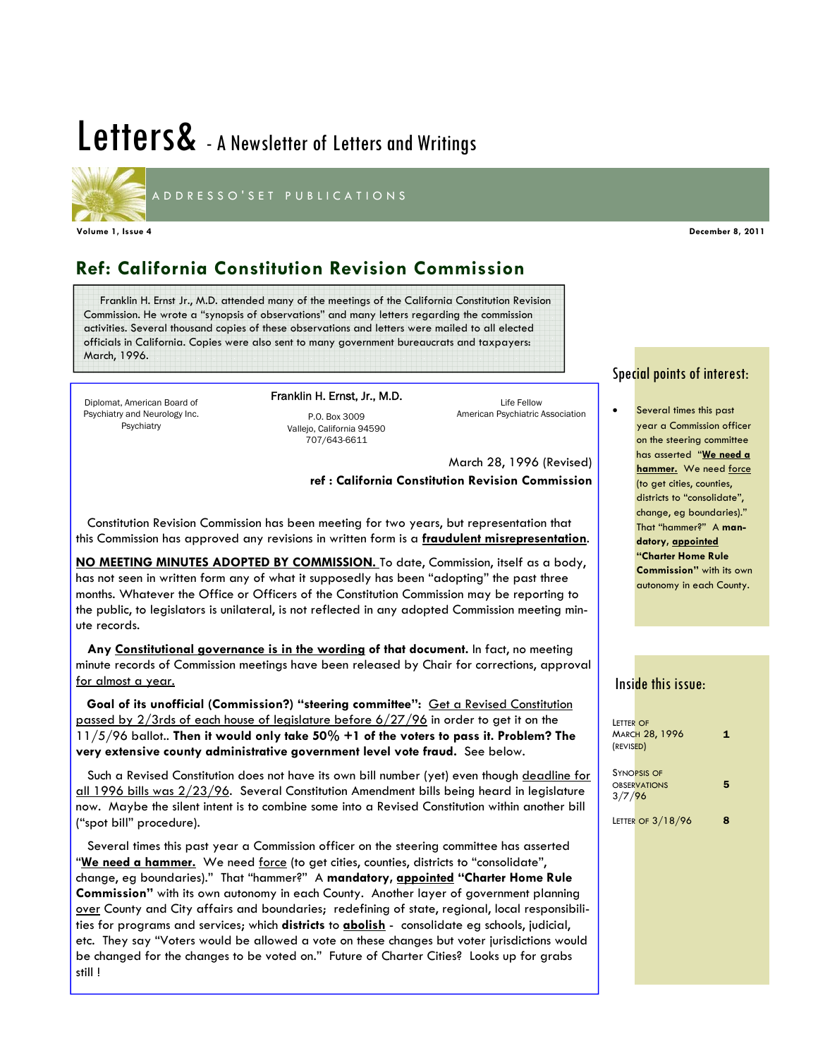# Letters& - A Newsletter of Letters and Writings

ADDRESSO'SET PUBLICATIONS

**Volume 1, Issue 4** **December 8, 2011**

## Ref: California Constitution Revision Commission

Franklin H. Ernst Jr., M.D. attended many of the meetings of the California Constitution Revision Commission. He wrote a "synopsis of observations" and many letters regarding the commission activities. Several thousand copies of these observations and letters were mailed to all elected officials in California. Copies were also sent to many government bureaucrats and taxpayers: March, 1996.

Diplomat, American Board of Psychiatry and Neurology Inc. Psychiatry

**Franklin H. Ernst, Jr., M.D.**
P.O. Box 3009
Vallejo, California 94590
707/643-6611

Life Fellow American Psychiatric Association

March 28, 1996 (Revised)

**ref : California Constitution Revision Commission**

Constitution Revision Commission has been meeting for two years, but representation that this Commission has approved any revisions in written form is a **fraudulent misrepresentation**.

**NO MEETING MINUTES ADOPTED BY COMMISSION.** To date, Commission, itself as a body, has not seen in written form any of what it supposedly has been "adopting" the past three months. Whatever the Office or Officers of the Constitution Commission may be reporting to the public, to legislators is unilateral, is not reflected in any adopted Commission meeting minute records.

**Any Constitutional governance is in the wording of that document.** In fact, no meeting minute records of Commission meetings have been released by Chair for corrections, approval for almost a year.

**Goal of its unofficial (Commission?) "steering committee":** Get a Revised Constitution passed by 2/3rds of each house of legislature before 6/27/96 in order to get it on the 11/5/96 ballot.. **Then it would only take 50% +1 of the voters to pass it. Problem? The very extensive county administrative government level vote fraud.** See below.

Such a Revised Constitution does not have its own bill number (yet) even though deadline for all 1996 bills was 2/23/96. Several Constitution Amendment bills being heard in legislature now. Maybe the silent intent is to combine some into a Revised Constitution within another bill ("spot bill" procedure).

Several times this past year a Commission officer on the steering committee has asserted "**We need a hammer.** We need force (to get cities, counties, districts to "consolidate", change, eg boundaries)." That "hammer?" A **mandatory, appointed "Charter Home Rule Commission"** with its own autonomy in each County. Another layer of government planning over County and City affairs and boundaries; redefining of state, regional, local responsibilities for programs and services; which **districts** to **abolish** - consolidate eg schools, judicial, etc. They say "Voters would be allowed a vote on these changes but voter jurisdictions would be changed for the changes to be voted on." Future of Charter Cities? Looks up for grabs still !

### Special points of interest:

- Several times this past year a Commission officer on the steering committee has asserted "**We need a hammer.** We need force (to get cities, counties, districts to "consolidate", change, eg boundaries)." That "hammer?" A **mandatory, appointed "Charter Home Rule Commission"** with its own autonomy in each County.

### Inside this issue:

| | |
|---|---|
| Letter of March 28, 1996 (Revised) | 1 |
| Synopsis of Observations 3/7/96 | 5 |
| Letter of 3/18/96 | 8 |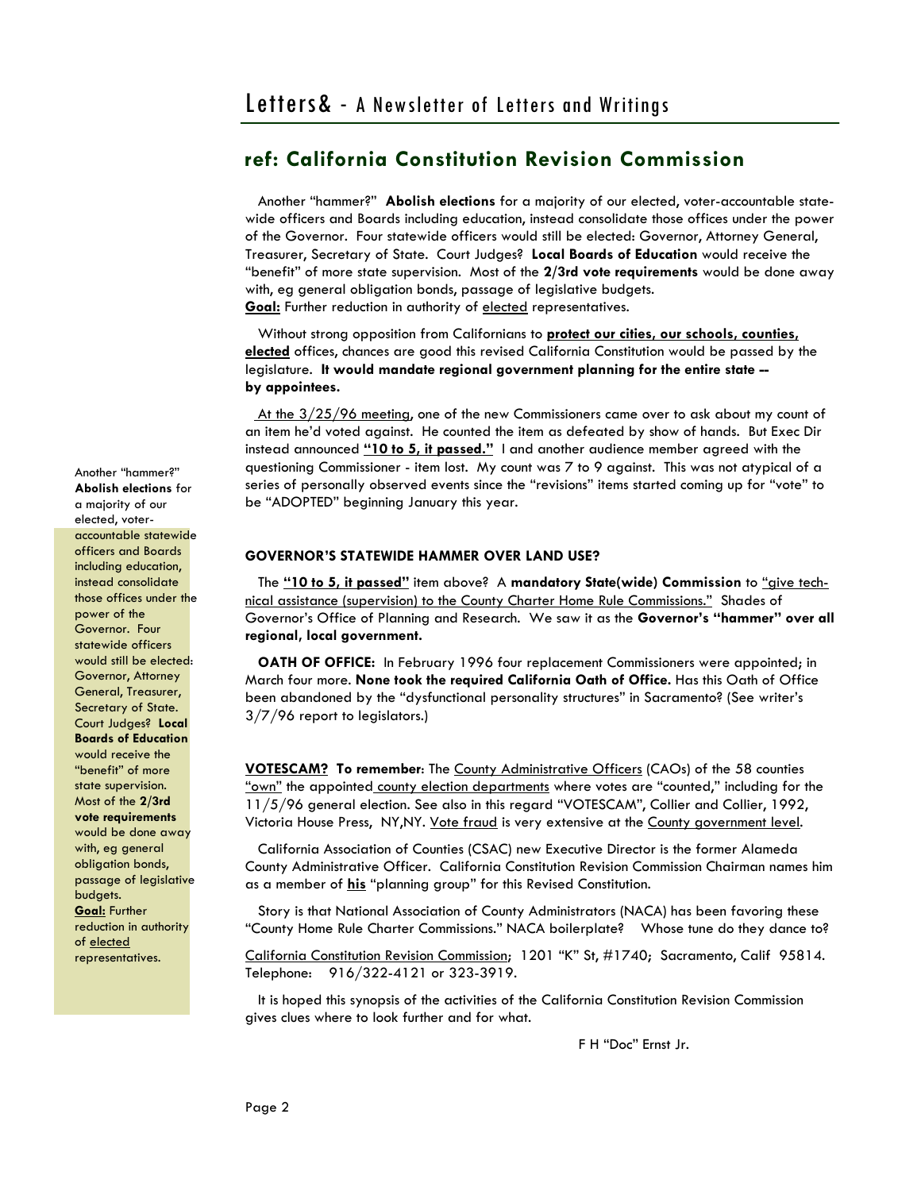## ref: California Constitution Revision Commission

Another "hammer?" **Abolish elections** for a majority of our elected, voter-accountable statewide officers and Boards including education, instead consolidate those offices under the power of the Governor. Four statewide officers would still be elected: Governor, Attorney General, Treasurer, Secretary of State. Court Judges? **Local Boards of Education** would receive the "benefit" of more state supervision. Most of the **2/3rd vote requirements** would be done away with, eg general obligation bonds, passage of legislative budgets.
**Goal:** Further reduction in authority of elected representatives.

Without strong opposition from Californians to **protect our cities, our schools, counties, elected** offices, chances are good this revised California Constitution would be passed by the legislature. **It would mandate regional government planning for the entire state -- by appointees.**

At the 3/25/96 meeting, one of the new Commissioners came over to ask about my count of an item he'd voted against. He counted the item as defeated by show of hands. But Exec Dir instead announced **"10 to 5, it passed."** I and another audience member agreed with the questioning Commissioner - item lost. My count was 7 to 9 against. This was not atypical of a series of personally observed events since the "revisions" items started coming up for "vote" to be "ADOPTED" beginning January this year.

**GOVERNOR'S STATEWIDE HAMMER OVER LAND USE?**

The **"10 to 5, it passed"** item above? A **mandatory State(wide) Commission** to "give technical assistance (supervision) to the County Charter Home Rule Commissions." Shades of Governor's Office of Planning and Research. We saw it as the **Governor's "hammer" over all regional, local government.**

**OATH OF OFFICE:** In February 1996 four replacement Commissioners were appointed; in March four more. **None took the required California Oath of Office.** Has this Oath of Office been abandoned by the "dysfunctional personality structures" in Sacramento? (See writer's 3/7/96 report to legislators.)

**VOTESCAM? To remember**: The County Administrative Officers (CAOs) of the 58 counties "own" the appointed county election departments where votes are "counted," including for the 11/5/96 general election. See also in this regard "VOTESCAM", Collier and Collier, 1992, Victoria House Press, NY,NY. Vote fraud is very extensive at the County government level.

California Association of Counties (CSAC) new Executive Director is the former Alameda County Administrative Officer. California Constitution Revision Commission Chairman names him as a member of **his** "planning group" for this Revised Constitution.

Story is that National Association of County Administrators (NACA) has been favoring these "County Home Rule Charter Commissions." NACA boilerplate? Whose tune do they dance to?

California Constitution Revision Commission; 1201 "K" St, #1740; Sacramento, Calif 95814. Telephone: 916/322-4121 or 323-3919.

It is hoped this synopsis of the activities of the California Constitution Revision Commission gives clues where to look further and for what.

F H "Doc" Ernst Jr.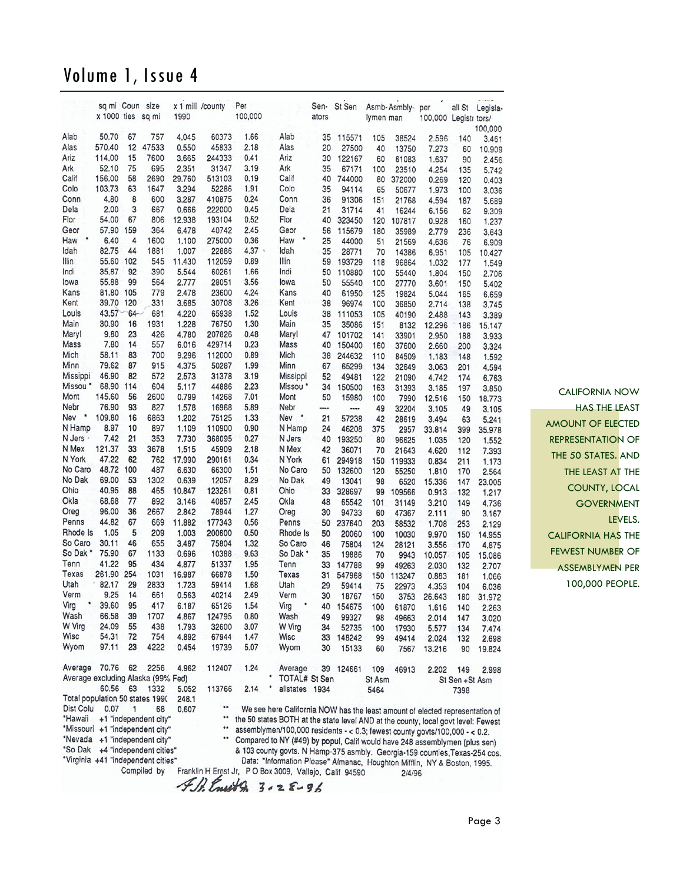| | sq mi x 1000 | Coun ties | size sq mi | x 1 mill 1990 | /county | Per 100,000 | | Sen-ators | St Sen | Asmb-lymen | Asmbly-man | per 100,000 | all St Legistr | Legisla-tors/ 100,000 |
|---|---|---|---|---|---|---|---|---|---|---|---|---|---|---|
| Alab | 50.70 | 67 | 757 | 4.045 | 60373 | 1.66 | Alab | 35 | 115571 | 105 | 38524 | 2.596 | 140 | 3.461 |
| Alas | 570.40 | 12 | 47533 | 0.550 | 45833 | 2.18 | Alas | 20 | 27500 | 40 | 13750 | 7.273 | 60 | 10.909 |
| Ariz | 114.00 | 15 | 7600 | 3.665 | 244333 | 0.41 | Ariz | 30 | 122167 | 60 | 61083 | 1.637 | 90 | 2.456 |
| Ark | 52.10 | 75 | 695 | 2.351 | 31347 | 3.19 | Ark | 35 | 67171 | 100 | 23510 | 4.254 | 135 | 5.742 |
| Calif | 156.00 | 58 | 2690 | 29.760 | 513103 | 0.19 | Calif | 40 | 744000 | 80 | 372000 | 0.269 | 120 | 0.403 |
| Colo | 103.73 | 63 | 1647 | 3.294 | 52286 | 1.91 | Colo | 35 | 94114 | 65 | 50677 | 1.973 | 100 | 3.036 |
| Conn | 4.80 | 8 | 600 | 3.287 | 410875 | 0.24 | Conn | 36 | 91306 | 151 | 21768 | 4.594 | 187 | 5.689 |
| Dela | 2.00 | 3 | 667 | 0.666 | 222000 | 0.45 | Dela | 21 | 31714 | 41 | 16244 | 6.156 | 62 | 9.309 |
| Flor | 54.00 | 67 | 806 | 12.938 | 193104 | 0.52 | Flor | 40 | 323450 | 120 | 107817 | 0.928 | 160 | 1.237 |
| Geor | 57.90 | 159 | 364 | 6.478 | 40742 | 2.45 | Geor | 56 | 115679 | 180 | 35989 | 2.779 | 236 | 3.643 |
| Haw * | 6.40 | 4 | 1600 | 1.100 | 275000 | 0.36 | Haw * | 25 | 44000 | 51 | 21569 | 4.636 | 76 | 6.909 |
| Idah | 82.75 | 44 | 1881 | 1.007 | 22886 | 4.37 | Idah | 35 | 28771 | 70 | 14386 | 6.951 | 105 | 10.427 |
| Illin | 55.60 | 102 | 545 | 11.430 | 112059 | 0.89 | Illin | 59 | 193729 | 118 | 96864 | 1.032 | 177 | 1.549 |
| Indi | 35.87 | 92 | 390 | 5.544 | 60261 | 1.66 | Indi | 50 | 110880 | 100 | 55440 | 1.804 | 150 | 2.706 |
| Iowa | 55.88 | 99 | 564 | 2.777 | 28051 | 3.56 | Iowa | 50 | 55540 | 100 | 27770 | 3.601 | 150 | 5.402 |
| Kans | 81.80 | 105 | 779 | 2.478 | 23600 | 4.24 | Kans | 40 | 61950 | 125 | 19824 | 5.044 | 165 | 6.659 |
| Kent | 39.70 | 120 | 331 | 3.685 | 30708 | 3.26 | Kent | 38 | 96974 | 100 | 36850 | 2.714 | 138 | 3.745 |
| Louis | 43.57 | 64 | 681 | 4.220 | 65938 | 1.52 | Louis | 38 | 111053 | 105 | 40190 | 2.488 | 143 | 3.389 |
| Main | 30.90 | 16 | 1931 | 1.228 | 76750 | 1.30 | Main | 35 | 35086 | 151 | 8132 | 12.296 | 186 | 15.147 |
| Maryl | 9.80 | 23 | 426 | 4.780 | 207826 | 0.48 | Maryl | 47 | 101702 | 141 | 33901 | 2.950 | 188 | 3.933 |
| Mass | 7.80 | 14 | 557 | 6.016 | 429714 | 0.23 | Mass | 40 | 150400 | 160 | 37600 | 2.660 | 200 | 3.324 |
| Mich | 58.11 | 83 | 700 | 9.296 | 112000 | 0.89 | Mich | 38 | 244632 | 110 | 84509 | 1.183 | 148 | 1.592 |
| Minn | 79.62 | 87 | 915 | 4.375 | 50287 | 1.99 | Minn | 67 | 65299 | 134 | 32649 | 3.063 | 201 | 4.594 |
| Missippi | 46.90 | 82 | 572 | 2.573 | 31378 | 3.19 | Missippi | 52 | 49481 | 122 | 21090 | 4.742 | 174 | 6.763 |
| Missou * | 68.90 | 114 | 604 | 5.117 | 44886 | 2.23 | Missou * | 34 | 150500 | 163 | 31393 | 3.185 | 197 | 3.850 |
| Mont | 145.60 | 56 | 2600 | 0.799 | 14268 | 7.01 | Mont | 50 | 15980 | 100 | 7990 | 12.516 | 150 | 18.773 |
| Nebr | 76.90 | 93 | 827 | 1.578 | 16968 | 5.89 | Nebr | ---- | ---- | 49 | 32204 | 3.105 | 49 | 3.105 |
| Nev * | 109.80 | 16 | 6863 | 1.202 | 75125 | 1.33 | Nev * | 21 | 57238 | 42 | 28619 | 3.494 | 63 | 5.241 |
| N Hamp | 8.97 | 10 | 897 | 1.109 | 110900 | 0.90 | N Hamp | 24 | 46208 | 375 | 2957 | 33.814 | 399 | 35.978 |
| N Jers | 7.42 | 21 | 353 | 7.730 | 368095 | 0.27 | N Jers | 40 | 193250 | 80 | 96625 | 1.035 | 120 | 1.552 |
| N Mex | 121.37 | 33 | 3678 | 1.515 | 45909 | 2.18 | N Mex | 42 | 36071 | 70 | 21643 | 4.620 | 112 | 7.393 |
| N York | 47.22 | 62 | 762 | 17.990 | 290161 | 0.34 | N York | 61 | 294918 | 150 | 119933 | 0.834 | 211 | 1.173 |
| No Caro | 48.72 | 100 | 487 | 6.630 | 66300 | 1.51 | No Caro | 50 | 132600 | 120 | 55250 | 1.810 | 170 | 2.564 |
| No Dak | 69.00 | 53 | 1302 | 0.639 | 12057 | 8.29 | No Dak | 49 | 13041 | 98 | 6520 | 15.336 | 147 | 23.005 |
| Ohio | 40.95 | 88 | 465 | 10.847 | 123261 | 0.81 | Ohio | 33 | 328697 | 99 | 109566 | 0.913 | 132 | 1.217 |
| Okla | 68.68 | 77 | 892 | 3.146 | 40857 | 2.45 | Okla | 48 | 65542 | 101 | 31149 | 3.210 | 149 | 4.736 |
| Oreg | 96.00 | 36 | 2667 | 2.842 | 78944 | 1.27 | Oreg | 30 | 94733 | 60 | 47367 | 2.111 | 90 | 3.167 |
| Penns | 44.82 | 67 | 669 | 11.882 | 177343 | 0.56 | Penns | 50 | 237640 | 203 | 58532 | 1.708 | 253 | 2.129 |
| Rhode Is | 1.05 | 5 | 209 | 1.003 | 200600 | 0.50 | Rhode Is | 50 | 20060 | 100 | 10030 | 9.970 | 150 | 14.955 |
| So Caro | 30.11 | 46 | 655 | 3.487 | 75804 | 1.32 | So Caro | 46 | 75804 | 124 | 28121 | 3.556 | 170 | 4.875 |
| So Dak * | 75.90 | 67 | 1133 | 0.696 | 10388 | 9.63 | So Dak * | 35 | 19886 | 70 | 9943 | 10.057 | 105 | 15.086 |
| Tenn | 41.22 | 95 | 434 | 4.877 | 51337 | 1.95 | Tenn | 33 | 147788 | 99 | 49263 | 2.030 | 132 | 2.707 |
| Texas | 261.90 | 254 | 1031 | 16.987 | 66878 | 1.50 | Texas | 31 | 547968 | 150 | 113247 | 0.883 | 181 | 1.066 |
| Utah | 82.17 | 29 | 2833 | 1.723 | 59414 | 1.68 | Utah | 29 | 59414 | 75 | 22973 | 4.353 | 104 | 6.036 |
| Verm | 9.25 | 14 | 661 | 0.563 | 40214 | 2.49 | Verm | 30 | 18767 | 150 | 3753 | 26.643 | 180 | 31.972 |
| Virg * | 39.60 | 95 | 417 | 6.187 | 65126 | 1.54 | Virg * | 40 | 154675 | 100 | 61870 | 1.616 | 140 | 2.263 |
| Wash | 66.58 | 39 | 1707 | 4.867 | 124795 | 0.80 | Wash | 49 | 99327 | 98 | 49663 | 2.014 | 147 | 3.020 |
| W Virg | 24.09 | 55 | 438 | 1.793 | 32600 | 3.07 | W Virg | 34 | 52735 | 100 | 17930 | 5.577 | 134 | 7.474 |
| Wisc | 54.31 | 72 | 754 | 4.892 | 67944 | 1.47 | Wisc | 33 | 148242 | 99 | 49414 | 2.024 | 132 | 2.698 |
| Wyom | 97.11 | 23 | 4222 | 0.454 | 19739 | 5.07 | Wyom | 30 | 15133 | 60 | 7567 | 13.216 | 90 | 19.824 |
| Average | 70.76 | 62 | 2256 | 4.962 | 112407 | 1.24 | Average | 39 | 124661 | 109 | 46913 | 2.202 | 149 | 2.998 |
| Average excluding Alaska (99% Fed) | | | | | | | * TOTAL# | St Sen | | St Asm | | | St Sen +St Asm | |
| | 60.56 | 63 | 1332 | 5.052 | 113766 | 2.14 | * allstates | 1934 | | 5464 | | | 7398 | |
| Total population 50 states 1990 | | | | 248.1 | | | | | | | | | | |
| Dist Colu | 0.07 | 1 | 68 | 0.607 | | | | | | | | | | |

*Hawaii +1 "independent city"
*Missouri +1 "independent city"
*Nevada +1 "independent city"
*So Dak +4 "independent cities"
*Virginia +41 "independent cities"

** We see here California NOW has the least amount of elected representation of the 50 states BOTH at the state level AND at the county, local govt level: Fewest assemblymen/100,000 residents - < 0.3; fewest county govts/100,000 - < 0.2.
** Compared to NY (#49) by popul, Calif would have 248 assemblymen (plus sen) & 103 county govts. N Hamp-375 asmbly. Georgia-159 counties, Texas-254 cos.

Data: "Information Please" Almanac, Houghton Mifflin, NY & Boston, 1995.

Compiled by Franklin H Ernst Jr, P O Box 3009, Vallejo, Calif 94590 2/4/96

F.H. Ernst Jr 3-28-96

CALIFORNIA NOW HAS THE LEAST AMOUNT OF ELECTED REPRESENTATION OF THE 50 STATES. AND THE LEAST AT THE COUNTY, LOCAL GOVERNMENT LEVELS. CALIFORNIA HAS THE FEWEST NUMBER OF ASSEMBLYMEN PER 100,000 PEOPLE.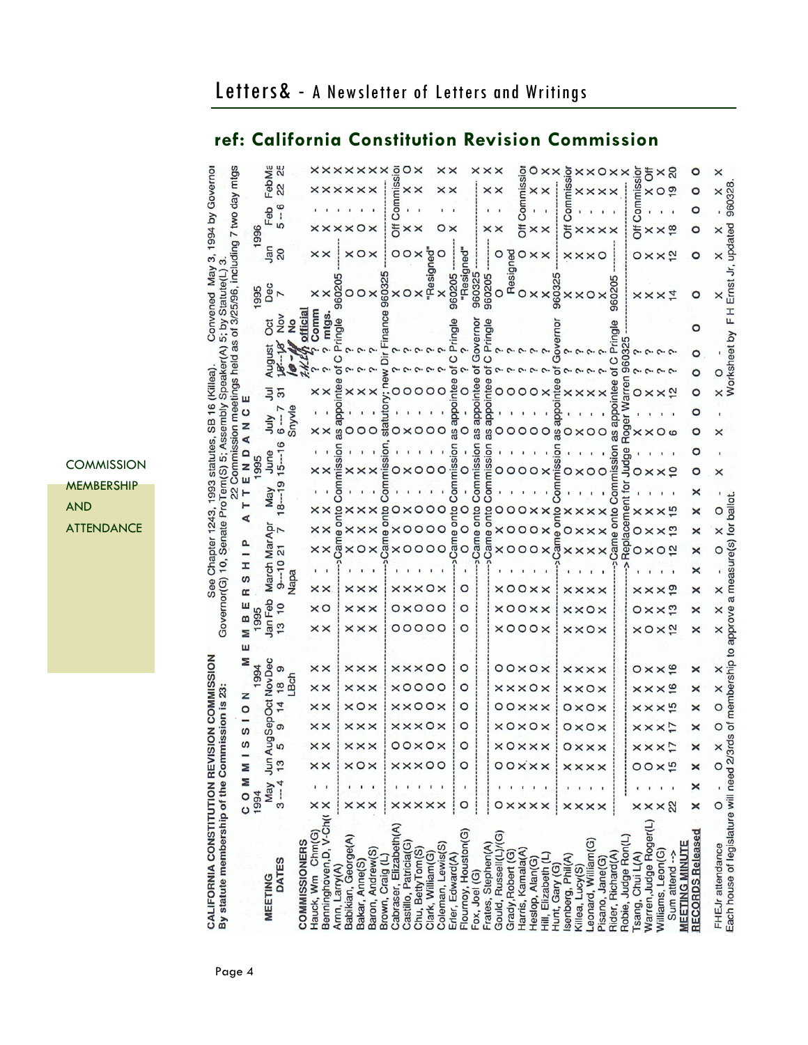## ref: California Constitution Revision Commission

**COMMISSION MEMBERSHIP AND ATTENDANCE**

**CALIFORNIA CONSTITUTION REVISION COMMISSION**
By statute membership of the Commission is 23: Governor(G) 10, Senate ProTem(S) 5; Assembly Speaker(A) 5; by Statute(L) 3.
See Chapter 1243, 1993 statutes, SB 16 (Killea). Convened May 3, 1994 by Governor
22 Commission meetings held as of 3/25/96, including 7 two day mtgs

| MEETING DATES | 1994 May 3--4 | Jun 13 | Aug 5 | Sep 9 | Oct 14 | Nov 18 LBch | Dec 9 | 1995 Jan 13 | Feb 10 | March 9--10 Napa | Mar 21 | Apr 7 | May 18--19 | June 15--16 | July 6--7 Snyvle | Jul 31 | August 15--16 | Oct 16--17 | Nov | 1995 Dec 7 | 1996 Jan 20 | Feb 5--6 | Feb 22 | Mar 25 |
|---|---|---|---|---|---|---|---|---|---|---|---|---|---|---|---|---|---|---|---|---|---|---|---|---|
| **COMMISSIONERS** | | | | | | | | | | | | | | | | | | | | | | | | |
| Hauck, Wm Chm(G) | X | X | X | X | X | X | X | X | X | X | X | X | X | X | X | X | ? | official | No | X | X | X | X | X |
| Benninghoven, D. V-Ch(G) | X | X | X | X | X | X | X | X | O | X | X | X | X | X | X | X | ? | Comm | mtgs. | X | X | X | X | X |
| Arnn, Larry(A) | Came onto Commission as appointee of C Pringle 960205 | | | | | | | | | | | | | | | | | | | | | X | X | X |
| Babikian, George(A) | X | X | X | X | X | X | X | X | X | X | X | X | X | X | O | X | ? | | | O | X | X | X | X |
| Bakar, Anne(S) | X | O | X | X | O | X | X | X | X | X | O | X | X | . | . | X | ? | | | O | O | O | X | X |
| Baron, Andrew(S) | X | X | X | X | X | X | X | X | X | X | X | X | X | X | O | X | ? | | | X | X | X | X | X |
| Brown, Craig (L) | Came onto Commission, statutory; new Dir Finance 960325 | | | | | | | | | | | | | | | | | | | | | | | X |
| Cabraser, Elizabeth(A) | X | O | X | X | X | X | X | O | O | X | X | X | O | O | O | O | ? | | | X | O | Off Commission | | |
| Castillo, Patricia(G) | X | O | O | X | X | O | X | X | X | O | O | O | X | X | X | O | ? | | | O | O | X | X | O |
| Chu, BettyTom(S) | X | X | X | X | O | X | O | O | X | X | O | O | O | O | O | O | ? | | | X | X | X | X | X |
| Clark, William(G) | X | O | O | O | O | O | O | O | O | X | O | O | O | O | O | O | ? | | | "Resigned" | | | | |
| Coleman, Lewis(S) | X | O | X | X | X | O | O | O | O | O | O | O | O | O | O | O | ? | | | X | O | O | X | X |
| Erler, Edward(A) | Came onto Commission as appointee of C Pringle 960205 | | | | | | | | | | | | | | | | | | | | | X | X | X |
| Flournoy, Houston(G) | O | O | O | O | O | O | O | O | O | O | O | O | O | O | O | O | O | | | "Resigned" | | | | |
| Fox, Joel (G) | Came onto Commission as appointee of Governor 960325 | | | | | | | | | | | | | | | | | | | | | | | X |
| Frates, Stephen(A) | Came onto Commission as appointee of C Pringle 960205 | | | | | | | | | | | | | | | | | | | | | X | X | X |
| Gould, Russell(L)(G) | O | O | X | X | O | X | O | X | X | X | X | X | O | O | O | O | ? | | | O | O | Off Commission | | |
| Grady, Robert (G) | X | O | O | O | X | X | O | O | O | O | O | O | O | O | O | O | ? | | | Resigned | | | | |
| Harris, Kamala(A) | X | X | X | X | X | X | O | O | O | O | O | O | O | O | O | O | ? | | | O | O | X | X | O |
| Heslop, Alan(G) | X | X | O | X | X | O | X | O | X | O | O | X | O | O | O | O | ? | | | X | X | X | X | X |
| Hill, Elizabeth (L) | X | X | X | X | X | X | O | X | X | X | X | X | X | X | O | X | ? | | | X | X | X | X | X |
| Hunt, Gary (G) | X | X | X | X | X | X | X | X | X | Came onto Commission as appointee of Governor 960325 | | | | | | | | | | | | Off Commission | | |
| Isenberg, Phil(A) | X | X | O | O | O | X | X | X | X | X | X | X | X | X | O | X | ? | | | X | X | X | X | X |
| Killea, Lucy(S) | X | X | X | X | X | X | X | X | X | X | X | X | X | X | X | X | ? | | | X | X | X | X | X |
| Leonard, William(G) | X | X | O | O | O | X | X | O | X | X | X | X | X | O | X | X | ? | | | O | X | X | X | O |
| Pisano, Jane(G) | X | X | X | X | X | X | X | X | X | X | X | X | X | O | O | X | ? | | | X | O | . | . | X |
| Rider, Richard(A) | Came onto Commission as appointee of C Pringle 960205 | | | | | | | | | | | | | | | | | | | | | X | X | X |
| Robie, Judge Ron(L) | Replacement for Judge Roger Warren 960325 | | | | | | | | | | | | | | | | | | | | | | | X |
| Tsang, Chui L(A) | X | O | X | X | X | X | O | X | O | X | O | O | O | O | X | O | ? | | | X | O | Off Commission | | |
| Warren, Judge Roger(L) | X | O | X | X | X | X | X | O | X | X | X | X | X | X | X | X | ? | | | X | X | X | X | X Off |
| Williams, Leon(G) | X | X | X | X | X | X | X | X | X | X | O | X | X | X | O | X | ? | | | X | X | X | O | X |
| Sum attend --> | 22 | 15 | 17 | 17 | 15 | 16 | 16 | 12 | 13 | 19 | 12 | 13 | 15 | 10 | 6 | 12 | ? | | | 14 | 12 | 18 | 19 | 20 |
| **MEETING MINUTE RECORDS Released** | X | X | X | X | X | X | X | X | X | X | X | X | X | O | O | O | O | O | O | O | O | O | O | O |
| FHEJr attendance | O | O | X | O | O | X | X | X | X | X | O | X | O | X | X | X | O | - | | X | X | X | X | X |

Each house of legislature will need 2/3rds of membership to approve a measure(s) for ballot.

Worksheet by F H Ernst Jr, updated 960328.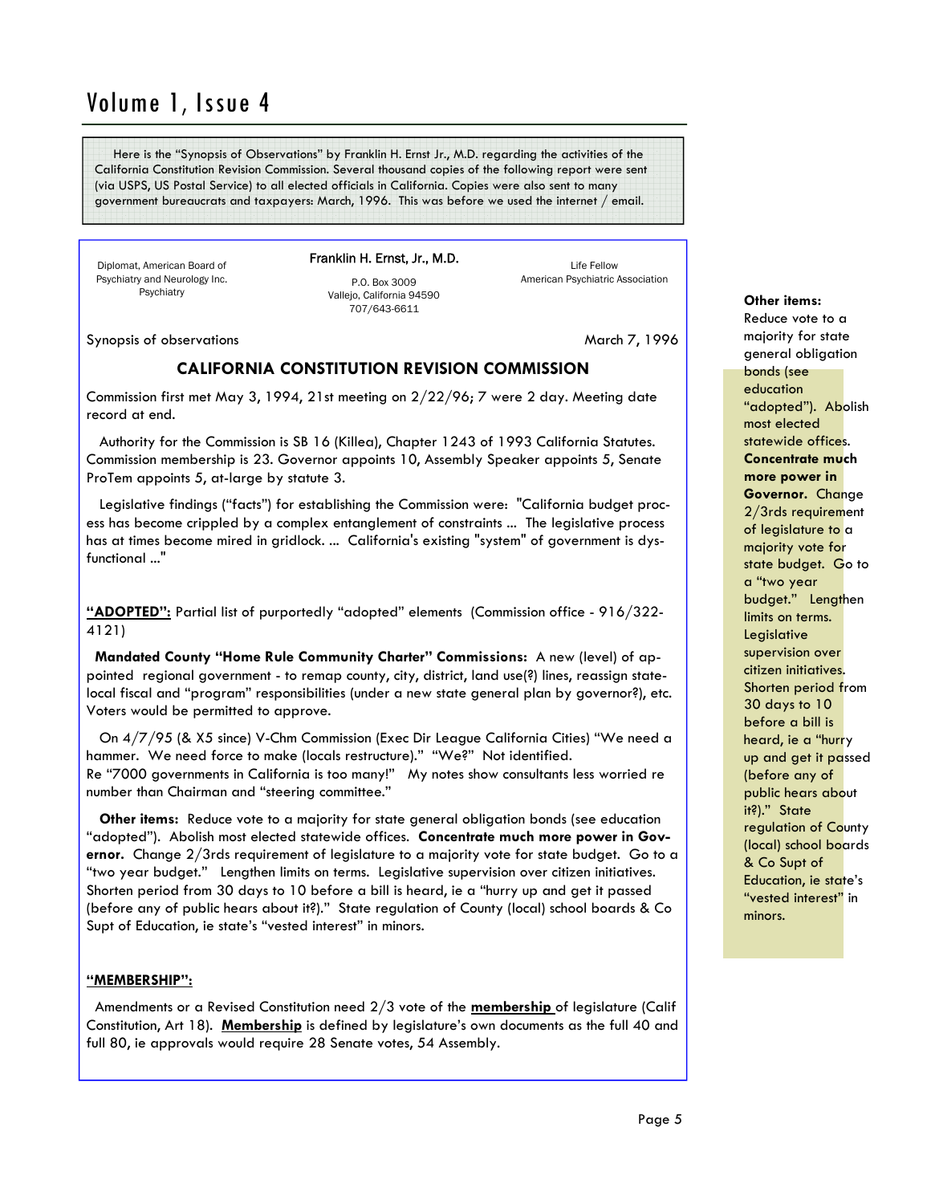# Volume 1, Issue 4

Here is the "Synopsis of Observations" by Franklin H. Ernst Jr., M.D. regarding the activities of the California Constitution Revision Commission. Several thousand copies of the following report were sent (via USPS, US Postal Service) to all elected officials in California. Copies were also sent to many government bureaucrats and taxpayers: March, 1996. This was before we used the internet / email.

Diplomat, American Board of Psychiatry and Neurology Inc. Psychiatry

**Franklin H. Ernst, Jr., M.D.**
P.O. Box 3009
Vallejo, California 94590
707/643-6611

Life Fellow
American Psychiatric Association

Synopsis of observations — March 7, 1996

## CALIFORNIA CONSTITUTION REVISION COMMISSION

Commission first met May 3, 1994, 21st meeting on 2/22/96; 7 were 2 day. Meeting date record at end.

Authority for the Commission is SB 16 (Killea), Chapter 1243 of 1993 California Statutes. Commission membership is 23. Governor appoints 10, Assembly Speaker appoints 5, Senate ProTem appoints 5, at-large by statute 3.

Legislative findings ("facts") for establishing the Commission were: "California budget process has become crippled by a complex entanglement of constraints ... The legislative process has at times become mired in gridlock. ... California's existing "system" of government is dysfunctional ..."

**<u>"ADOPTED":</u>** Partial list of purportedly "adopted" elements (Commission office - 916/322-4121)

**Mandated County "Home Rule Community Charter" Commissions:** A new (level) of appointed regional government - to remap county, city, district, land use(?) lines, reassign state-local fiscal and "program" responsibilities (under a new state general plan by governor?), etc. Voters would be permitted to approve.

On 4/7/95 (& X5 since) V-Chm Commission (Exec Dir League California Cities) "We need a hammer. We need force to make (locals restructure)." "We?" Not identified.
Re "7000 governments in California is too many!" My notes show consultants less worried re number than Chairman and "steering committee."

**Other items:** Reduce vote to a majority for state general obligation bonds (see education "adopted"). Abolish most elected statewide offices. **Concentrate much more power in Governor.** Change 2/3rds requirement of legislature to a majority vote for state budget. Go to a "two year budget." Lengthen limits on terms. Legislative supervision over citizen initiatives. Shorten period from 30 days to 10 before a bill is heard, ie a "hurry up and get it passed (before any of public hears about it?)." State regulation of County (local) school boards & Co Supt of Education, ie state's "vested interest" in minors.

**<u>"MEMBERSHIP":</u>**

Amendments or a Revised Constitution need 2/3 vote of the **<u>membership</u>** of legislature (Calif Constitution, Art 18). **<u>Membership</u>** is defined by legislature's own documents as the full 40 and full 80, ie approvals would require 28 Senate votes, 54 Assembly.

**Other items:** Reduce vote to a majority for state general obligation bonds (see education "adopted"). Abolish most elected statewide offices. **Concentrate much more power in Governor.** Change 2/3rds requirement of legislature to a majority vote for state budget. Go to a "two year budget." Lengthen limits on terms. Legislative supervision over citizen initiatives. Shorten period from 30 days to 10 before a bill is heard, ie a "hurry up and get it passed (before any of public hears about it?)." State regulation of County (local) school boards & Co Supt of Education, ie state's "vested interest" in minors.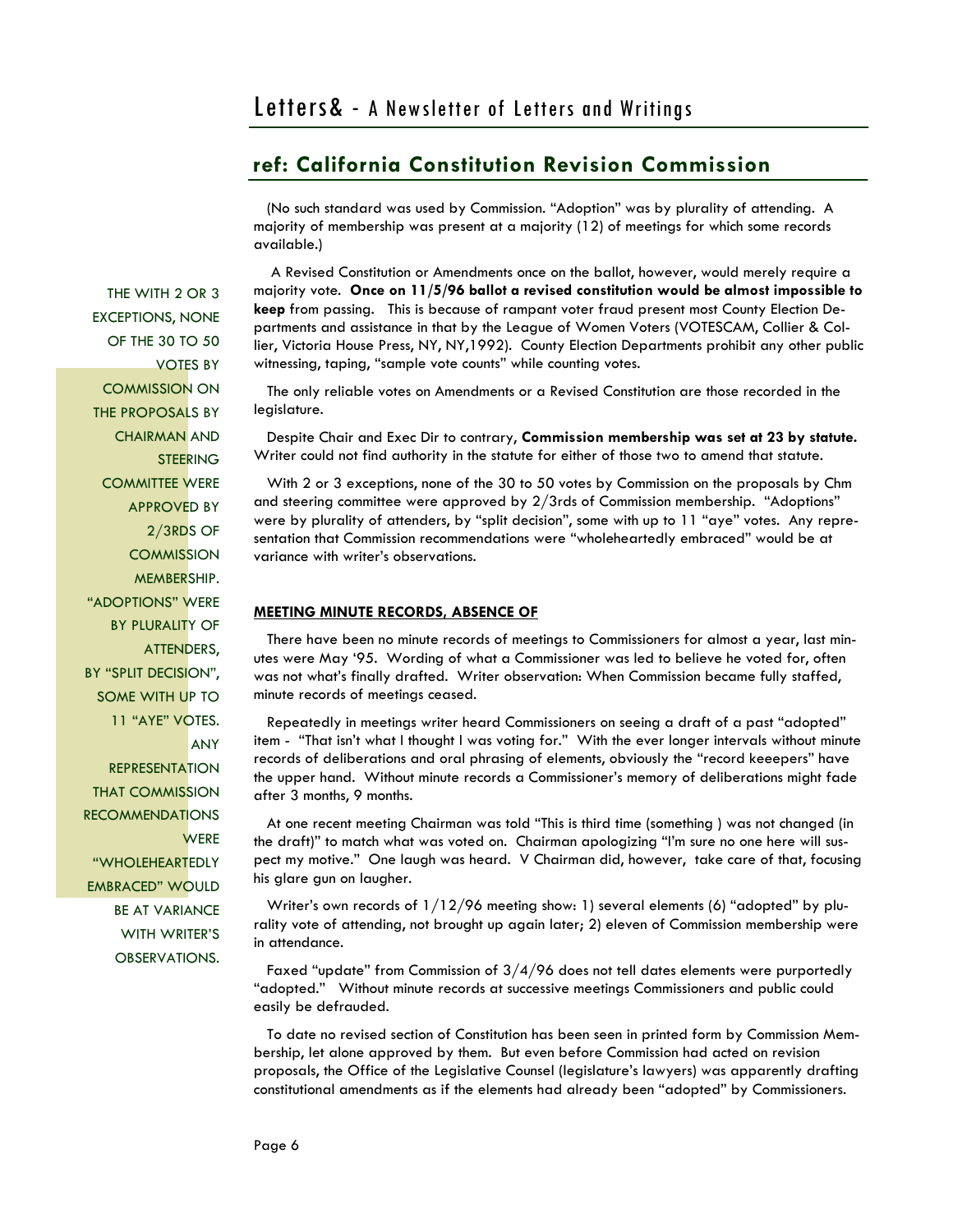## ref: California Constitution Revision Commission

(No such standard was used by Commission. "Adoption" was by plurality of attending. A majority of membership was present at a majority (12) of meetings for which some records available.)

A Revised Constitution or Amendments once on the ballot, however, would merely require a majority vote. **Once on 11/5/96 ballot a revised constitution would be almost impossible to keep** from passing. This is because of rampant voter fraud present most County Election Departments and assistance in that by the League of Women Voters (VOTESCAM, Collier & Collier, Victoria House Press, NY, NY,1992). County Election Departments prohibit any other public witnessing, taping, "sample vote counts" while counting votes.

The only reliable votes on Amendments or a Revised Constitution are those recorded in the legislature.

Despite Chair and Exec Dir to contrary, **Commission membership was set at 23 by statute.** Writer could not find authority in the statute for either of those two to amend that statute.

With 2 or 3 exceptions, none of the 30 to 50 votes by Commission on the proposals by Chm and steering committee were approved by 2/3rds of Commission membership. "Adoptions" were by plurality of attenders, by "split decision", some with up to 11 "aye" votes. Any representation that Commission recommendations were "wholeheartedly embraced" would be at variance with writer's observations.

> THE WITH 2 OR 3 EXCEPTIONS, NONE OF THE 30 TO 50 VOTES BY COMMISSION ON THE PROPOSALS BY CHAIRMAN AND STEERING COMMITTEE WERE APPROVED BY 2/3RDS OF COMMISSION MEMBERSHIP. "ADOPTIONS" WERE BY PLURALITY OF ATTENDERS, BY "SPLIT DECISION", SOME WITH UP TO 11 "AYE" VOTES. ANY REPRESENTATION THAT COMMISSION RECOMMENDATIONS WERE "WHOLEHEARTEDLY EMBRACED" WOULD BE AT VARIANCE WITH WRITER'S OBSERVATIONS.

### MEETING MINUTE RECORDS, ABSENCE OF

There have been no minute records of meetings to Commissioners for almost a year, last minutes were May '95. Wording of what a Commissioner was led to believe he voted for, often was not what's finally drafted. Writer observation: When Commission became fully staffed, minute records of meetings ceased.

Repeatedly in meetings writer heard Commissioners on seeing a draft of a past "adopted" item - "That isn't what I thought I was voting for." With the ever longer intervals without minute records of deliberations and oral phrasing of elements, obviously the "record keeepers" have the upper hand. Without minute records a Commissioner's memory of deliberations might fade after 3 months, 9 months.

At one recent meeting Chairman was told "This is third time (something ) was not changed (in the draft)" to match what was voted on. Chairman apologizing "I'm sure no one here will suspect my motive." One laugh was heard. V Chairman did, however, take care of that, focusing his glare gun on laugher.

Writer's own records of 1/12/96 meeting show: 1) several elements (6) "adopted" by plurality vote of attending, not brought up again later; 2) eleven of Commission membership were in attendance.

Faxed "update" from Commission of 3/4/96 does not tell dates elements were purportedly "adopted." Without minute records at successive meetings Commissioners and public could easily be defrauded.

To date no revised section of Constitution has been seen in printed form by Commission Membership, let alone approved by them. But even before Commission had acted on revision proposals, the Office of the Legislative Counsel (legislature's lawyers) was apparently drafting constitutional amendments as if the elements had already been "adopted" by Commissioners.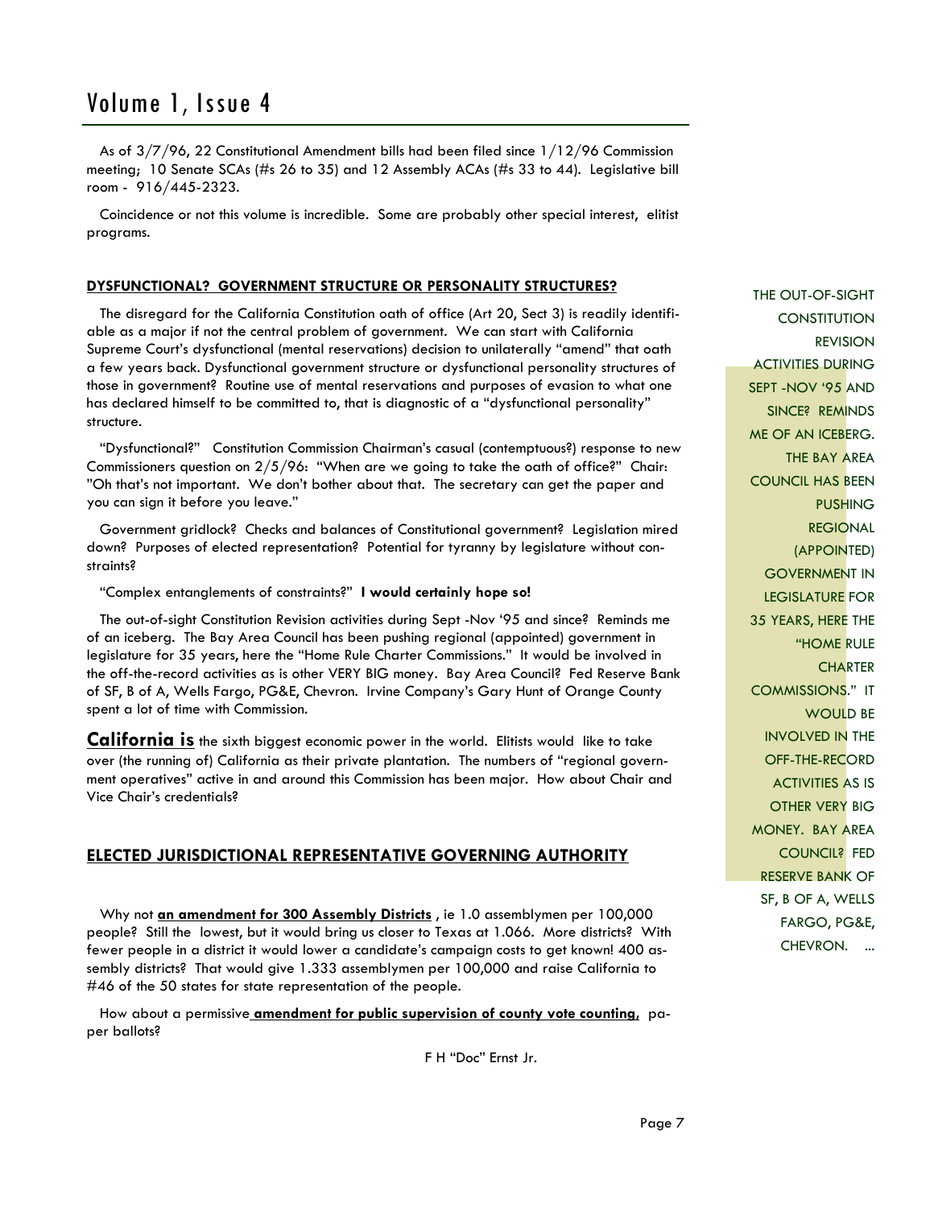As of 3/7/96, 22 Constitutional Amendment bills had been filed since 1/12/96 Commission meeting; 10 Senate SCAs (#s 26 to 35) and 12 Assembly ACAs (#s 33 to 44). Legislative bill room - 916/445-2323.

Coincidence or not this volume is incredible. Some are probably other special interest, elitist programs.

**DYSFUNCTIONAL? GOVERNMENT STRUCTURE OR PERSONALITY STRUCTURES?**

The disregard for the California Constitution oath of office (Art 20, Sect 3) is readily identifiable as a major if not the central problem of government. We can start with California Supreme Court's dysfunctional (mental reservations) decision to unilaterally "amend" that oath a few years back. Dysfunctional government structure or dysfunctional personality structures of those in government? Routine use of mental reservations and purposes of evasion to what one has declared himself to be committed to, that is diagnostic of a "dysfunctional personality" structure.

"Dysfunctional?" Constitution Commission Chairman's casual (contemptuous?) response to new Commissioners question on 2/5/96: "When are we going to take the oath of office?" Chair: "Oh that's not important. We don't bother about that. The secretary can get the paper and you can sign it before you leave."

Government gridlock? Checks and balances of Constitutional government? Legislation mired down? Purposes of elected representation? Potential for tyranny by legislature without constraints?

"Complex entanglements of constraints?" **I would certainly hope so!**

The out-of-sight Constitution Revision activities during Sept -Nov '95 and since? Reminds me of an iceberg. The Bay Area Council has been pushing regional (appointed) government in legislature for 35 years, here the "Home Rule Charter Commissions." It would be involved in the off-the-record activities as is other VERY BIG money. Bay Area Council? Fed Reserve Bank of SF, B of A, Wells Fargo, PG&E, Chevron. Irvine Company's Gary Hunt of Orange County spent a lot of time with Commission.

> THE OUT-OF-SIGHT CONSTITUTION REVISION ACTIVITIES DURING SEPT -NOV '95 AND SINCE? REMINDS ME OF AN ICEBERG. THE BAY AREA COUNCIL HAS BEEN PUSHING REGIONAL (APPOINTED) GOVERNMENT IN LEGISLATURE FOR 35 YEARS, HERE THE "HOME RULE CHARTER COMMISSIONS." IT WOULD BE INVOLVED IN THE OFF-THE-RECORD ACTIVITIES AS IS OTHER VERY BIG MONEY. BAY AREA COUNCIL? FED RESERVE BANK OF SF, B OF A, WELLS FARGO, PG&E, CHEVRON. ...

**California is** the sixth biggest economic power in the world. Elitists would like to take over (the running of) California as their private plantation. The numbers of "regional government operatives" active in and around this Commission has been major. How about Chair and Vice Chair's credentials?

## ELECTED JURISDICTIONAL REPRESENTATIVE GOVERNING AUTHORITY

Why not **an amendment for 300 Assembly Districts**, ie 1.0 assemblymen per 100,000 people? Still the lowest, but it would bring us closer to Texas at 1.066. More districts? With fewer people in a district it would lower a candidate's campaign costs to get known! 400 assembly districts? That would give 1.333 assemblymen per 100,000 and raise California to #46 of the 50 states for state representation of the people.

How about a permissive **amendment for public supervision of county vote counting**, paper ballots?

F H "Doc" Ernst Jr.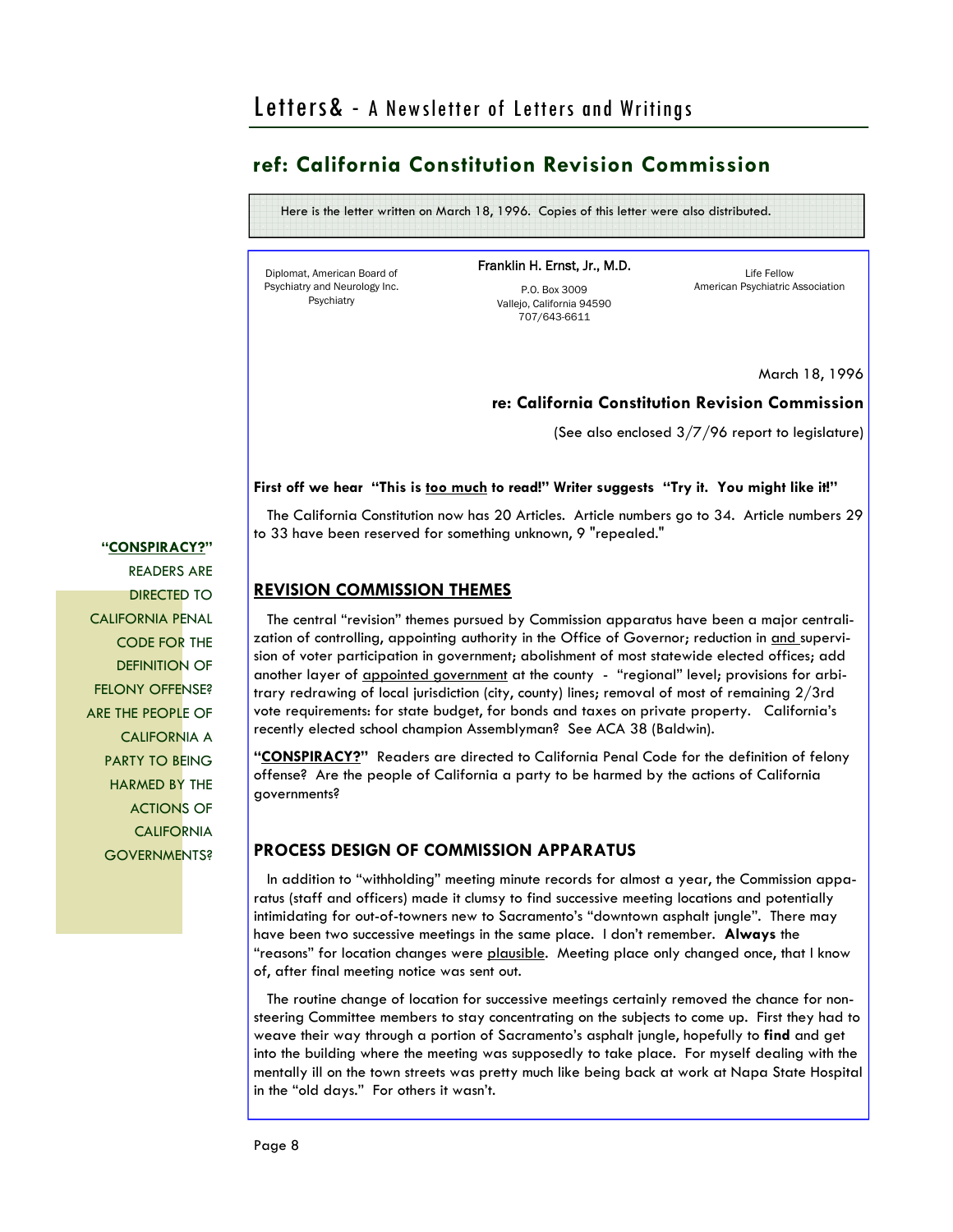## ref: California Constitution Revision Commission

Here is the letter written on March 18, 1996. Copies of this letter were also distributed.

Diplomat, American Board of Psychiatry and Neurology Inc.
Psychiatry

**Franklin H. Ernst, Jr., M.D.**
P.O. Box 3009
Vallejo, California 94590
707/643-6611

Life Fellow
American Psychiatric Association

March 18, 1996

**re: California Constitution Revision Commission**

(See also enclosed 3/7/96 report to legislature)

**First off we hear "This is too much to read!" Writer suggests "Try it. You might like it!"**

The California Constitution now has 20 Articles. Article numbers go to 34. Article numbers 29 to 33 have been reserved for something unknown, 9 "repealed."

### REVISION COMMISSION THEMES

The central "revision" themes pursued by Commission apparatus have been a major centralization of controlling, appointing authority in the Office of Governor; reduction in and supervision of voter participation in government; abolishment of most statewide elected offices; add another layer of appointed government at the county - "regional" level; provisions for arbitrary redrawing of local jurisdiction (city, county) lines; removal of most of remaining 2/3rd vote requirements: for state budget, for bonds and taxes on private property. California's recently elected school champion Assemblyman? See ACA 38 (Baldwin).

**"CONSPIRACY?"** Readers are directed to California Penal Code for the definition of felony offense? Are the people of California a party to be harmed by the actions of California governments?

> **"CONSPIRACY?"** READERS ARE DIRECTED TO CALIFORNIA PENAL CODE FOR THE DEFINITION OF FELONY OFFENSE? ARE THE PEOPLE OF CALIFORNIA A PARTY TO BEING HARMED BY THE ACTIONS OF CALIFORNIA GOVERNMENTS?

### PROCESS DESIGN OF COMMISSION APPARATUS

In addition to "withholding" meeting minute records for almost a year, the Commission apparatus (staff and officers) made it clumsy to find successive meeting locations and potentially intimidating for out-of-towners new to Sacramento's "downtown asphalt jungle". There may have been two successive meetings in the same place. I don't remember. **Always** the "reasons" for location changes were plausible. Meeting place only changed once, that I know of, after final meeting notice was sent out.

The routine change of location for successive meetings certainly removed the chance for non-steering Committee members to stay concentrating on the subjects to come up. First they had to weave their way through a portion of Sacramento's asphalt jungle, hopefully to **find** and get into the building where the meeting was supposedly to take place. For myself dealing with the mentally ill on the town streets was pretty much like being back at work at Napa State Hospital in the "old days." For others it wasn't.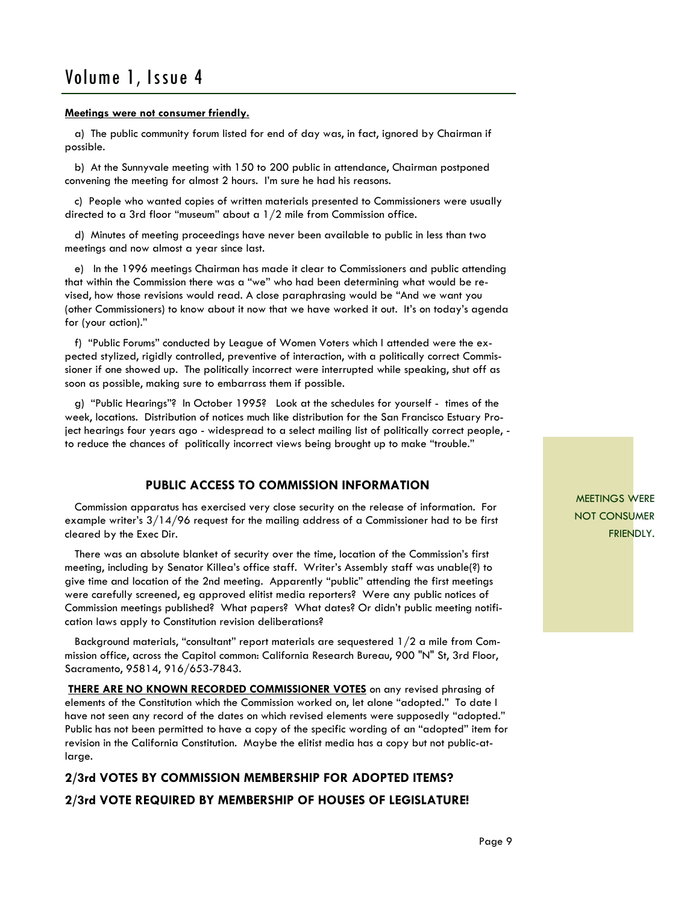**<u>Meetings were not consumer friendly.</u>**

a) The public community forum listed for end of day was, in fact, ignored by Chairman if possible.

b) At the Sunnyvale meeting with 150 to 200 public in attendance, Chairman postponed convening the meeting for almost 2 hours. I'm sure he had his reasons.

c) People who wanted copies of written materials presented to Commissioners were usually directed to a 3rd floor "museum" about a 1/2 mile from Commission office.

d) Minutes of meeting proceedings have never been available to public in less than two meetings and now almost a year since last.

e) In the 1996 meetings Chairman has made it clear to Commissioners and public attending that within the Commission there was a "we" who had been determining what would be revised, how those revisions would read. A close paraphrasing would be "And we want you (other Commissioners) to know about it now that we have worked it out. It's on today's agenda for (your action)."

f) "Public Forums" conducted by League of Women Voters which I attended were the expected stylized, rigidly controlled, preventive of interaction, with a politically correct Commissioner if one showed up. The politically incorrect were interrupted while speaking, shut off as soon as possible, making sure to embarrass them if possible.

g) "Public Hearings"? In October 1995? Look at the schedules for yourself - times of the week, locations. Distribution of notices much like distribution for the San Francisco Estuary Project hearings four years ago - widespread to a select mailing list of politically correct people, - to reduce the chances of politically incorrect views being brought up to make "trouble."

MEETINGS WERE NOT CONSUMER FRIENDLY.

## PUBLIC ACCESS TO COMMISSION INFORMATION

Commission apparatus has exercised very close security on the release of information. For example writer's 3/14/96 request for the mailing address of a Commissioner had to be first cleared by the Exec Dir.

There was an absolute blanket of security over the time, location of the Commission's first meeting, including by Senator Killea's office staff. Writer's Assembly staff was unable(?) to give time and location of the 2nd meeting. Apparently "public" attending the first meetings were carefully screened, eg approved elitist media reporters? Were any public notices of Commission meetings published? What papers? What dates? Or didn't public meeting notification laws apply to Constitution revision deliberations?

Background materials, "consultant" report materials are sequestered 1/2 a mile from Commission office, across the Capitol common: California Research Bureau, 900 "N" St, 3rd Floor, Sacramento, 95814, 916/653-7843.

**<u>THERE ARE NO KNOWN RECORDED COMMISSIONER VOTES</u>** on any revised phrasing of elements of the Constitution which the Commission worked on, let alone "adopted." To date I have not seen any record of the dates on which revised elements were supposedly "adopted." Public has not been permitted to have a copy of the specific wording of an "adopted" item for revision in the California Constitution. Maybe the elitist media has a copy but not public-at-large.

### 2/3rd VOTES BY COMMISSION MEMBERSHIP FOR ADOPTED ITEMS?

### 2/3rd VOTE REQUIRED BY MEMBERSHIP OF HOUSES OF LEGISLATURE!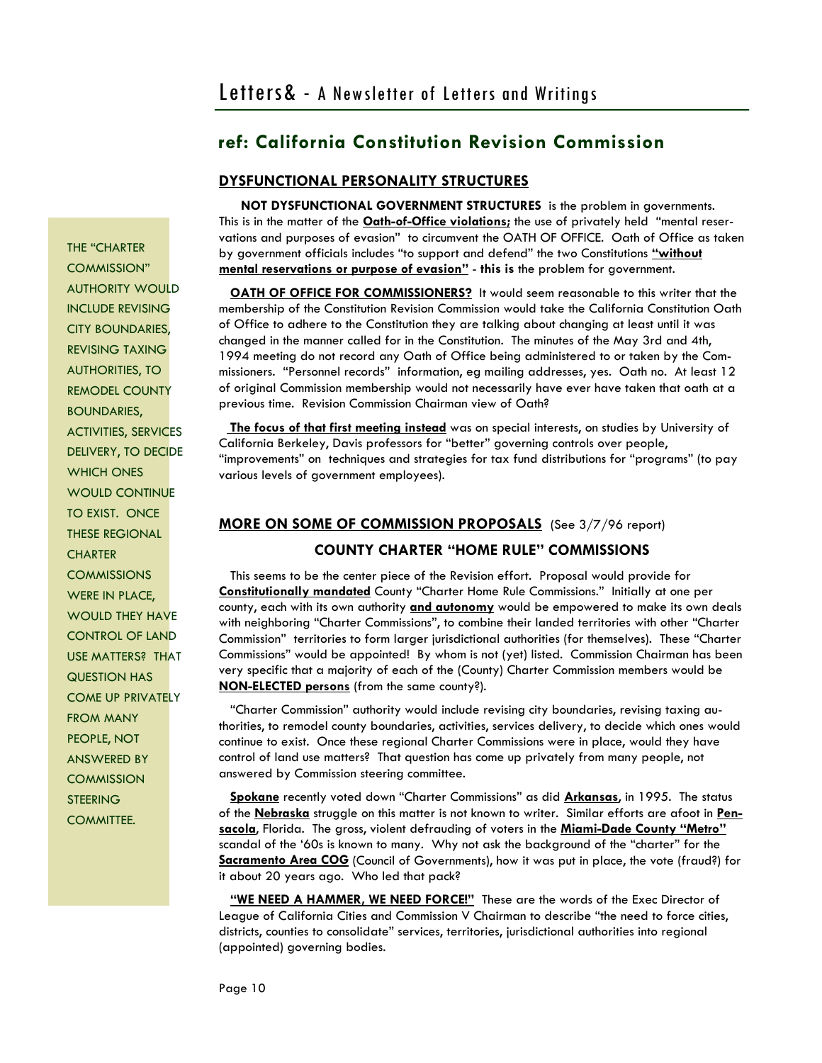## ref: California Constitution Revision Commission

### DYSFUNCTIONAL PERSONALITY STRUCTURES

**NOT DYSFUNCTIONAL GOVERNMENT STRUCTURES** is the problem in governments. This is in the matter of the **Oath-of-Office violations;** the use of privately held "mental reservations and purposes of evasion" to circumvent the OATH OF OFFICE. Oath of Office as taken by government officials includes "to support and defend" the two Constitutions **"without mental reservations or purpose of evasion"** - **this is** the problem for government.

**OATH OF OFFICE FOR COMMISSIONERS?** It would seem reasonable to this writer that the membership of the Constitution Revision Commission would take the California Constitution Oath of Office to adhere to the Constitution they are talking about changing at least until it was changed in the manner called for in the Constitution. The minutes of the May 3rd and 4th, 1994 meeting do not record any Oath of Office being administered to or taken by the Commissioners. "Personnel records" information, eg mailing addresses, yes. Oath no. At least 12 of original Commission membership would not necessarily have ever have taken that oath at a previous time. Revision Commission Chairman view of Oath?

**The focus of that first meeting instead** was on special interests, on studies by University of California Berkeley, Davis professors for "better" governing controls over people, "improvements" on techniques and strategies for tax fund distributions for "programs" (to pay various levels of government employees).

### MORE ON SOME OF COMMISSION PROPOSALS (See 3/7/96 report)

#### COUNTY CHARTER "HOME RULE" COMMISSIONS

This seems to be the center piece of the Revision effort. Proposal would provide for **Constitutionally mandated** County "Charter Home Rule Commissions." Initially at one per county, each with its own authority **and autonomy** would be empowered to make its own deals with neighboring "Charter Commissions", to combine their landed territories with other "Charter Commission" territories to form larger jurisdictional authorities (for themselves). These "Charter Commissions" would be appointed! By whom is not (yet) listed. Commission Chairman has been very specific that a majority of each of the (County) Charter Commission members would be **NON-ELECTED persons** (from the same county?).

"Charter Commission" authority would include revising city boundaries, revising taxing authorities, to remodel county boundaries, activities, services delivery, to decide which ones would continue to exist. Once these regional Charter Commissions were in place, would they have control of land use matters? That question has come up privately from many people, not answered by Commission steering committee.

> THE "CHARTER COMMISSION" AUTHORITY WOULD INCLUDE REVISING CITY BOUNDARIES, REVISING TAXING AUTHORITIES, TO REMODEL COUNTY BOUNDARIES, ACTIVITIES, SERVICES DELIVERY, TO DECIDE WHICH ONES WOULD CONTINUE TO EXIST. ONCE THESE REGIONAL CHARTER COMMISSIONS WERE IN PLACE, WOULD THEY HAVE CONTROL OF LAND USE MATTERS? THAT QUESTION HAS COME UP PRIVATELY FROM MANY PEOPLE, NOT ANSWERED BY COMMISSION STEERING COMMITTEE.

**Spokane** recently voted down "Charter Commissions" as did **Arkansas**, in 1995. The status of the **Nebraska** struggle on this matter is not known to writer. Similar efforts are afoot in **Pensacola**, Florida. The gross, violent defrauding of voters in the **Miami-Dade County "Metro"** scandal of the '60s is known to many. Why not ask the background of the "charter" for the **Sacramento Area COG** (Council of Governments), how it was put in place, the vote (fraud?) for it about 20 years ago. Who led that pack?

**"WE NEED A HAMMER, WE NEED FORCE!"** These are the words of the Exec Director of League of California Cities and Commission V Chairman to describe "the need to force cities, districts, counties to consolidate" services, territories, jurisdictional authorities into regional (appointed) governing bodies.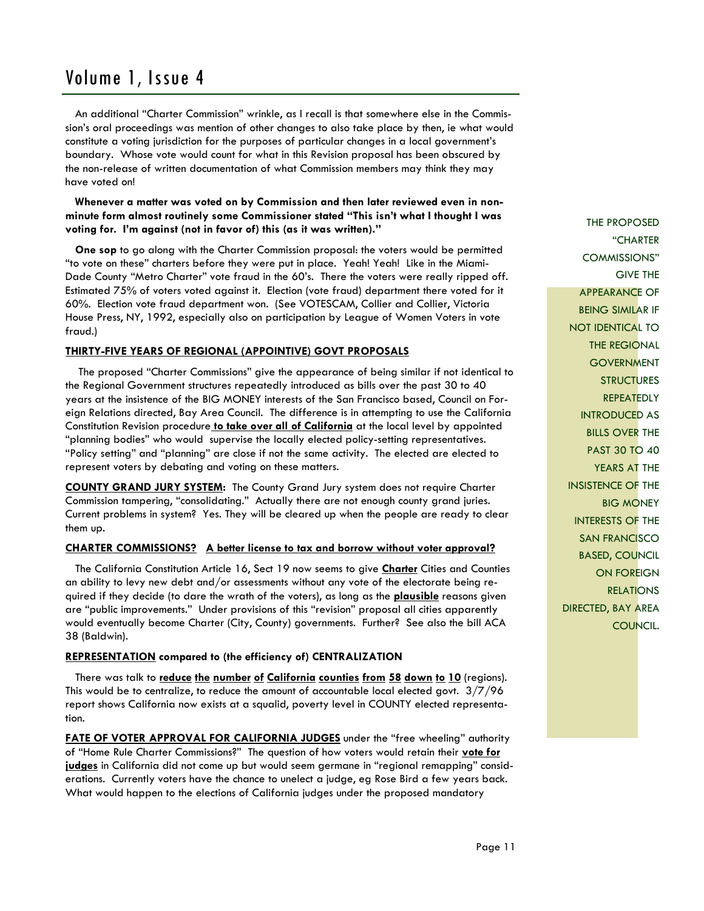An additional "Charter Commission" wrinkle, as I recall is that somewhere else in the Commission's oral proceedings was mention of other changes to also take place by then, ie what would constitute a voting jurisdiction for the purposes of particular changes in a local government's boundary. Whose vote would count for what in this Revision proposal has been obscured by the non-release of written documentation of what Commission members may think they may have voted on!

**Whenever a matter was voted on by Commission and then later reviewed even in non-minute form almost routinely some Commissioner stated "This isn't what I thought I was voting for. I'm against (not in favor of) this (as it was written)."**

**One sop** to go along with the Charter Commission proposal: the voters would be permitted "to vote on these" charters before they were put in place. Yeah! Yeah! Like in the Miami-Dade County "Metro Charter" vote fraud in the 60's. There the voters were really ripped off. Estimated 75% of voters voted against it. Election (vote fraud) department there voted for it 60%. Election vote fraud department won. (See VOTESCAM, Collier and Collier, Victoria House Press, NY, 1992, especially also on participation by League of Women Voters in vote fraud.)

**THIRTY-FIVE YEARS OF REGIONAL (APPOINTIVE) GOVT PROPOSALS**

The proposed "Charter Commissions" give the appearance of being similar if not identical to the Regional Government structures repeatedly introduced as bills over the past 30 to 40 years at the insistence of the BIG MONEY interests of the San Francisco based, Council on Foreign Relations directed, Bay Area Council. The difference is in attempting to use the California Constitution Revision procedure **to take over all of California** at the local level by appointed "planning bodies" who would supervise the locally elected policy-setting representatives. "Policy setting" and "planning" are close if not the same activity. The elected are elected to represent voters by debating and voting on these matters.

THE PROPOSED "CHARTER COMMISSIONS" GIVE THE APPEARANCE OF BEING SIMILAR IF NOT IDENTICAL TO THE REGIONAL GOVERNMENT STRUCTURES REPEATEDLY INTRODUCED AS BILLS OVER THE PAST 30 TO 40 YEARS AT THE INSISTENCE OF THE BIG MONEY INTERESTS OF THE SAN FRANCISCO BASED, COUNCIL ON FOREIGN RELATIONS DIRECTED, BAY AREA COUNCIL.

**COUNTY GRAND JURY SYSTEM:** The County Grand Jury system does not require Charter Commission tampering, "consolidating." Actually there are not enough county grand juries. Current problems in system? Yes. They will be cleared up when the people are ready to clear them up.

**CHARTER COMMISSIONS? A better license to tax and borrow without voter approval?**

The California Constitution Article 16, Sect 19 now seems to give **Charter** Cities and Counties an ability to levy new debt and/or assessments without any vote of the electorate being required if they decide (to dare the wrath of the voters), as long as the **plausible** reasons given are "public improvements." Under provisions of this "revision" proposal all cities apparently would eventually become Charter (City, County) governments. Further? See also the bill ACA 38 (Baldwin).

**REPRESENTATION compared to (the efficiency of) CENTRALIZATION**

There was talk to **reduce the number of California counties from 58 down to 10** (regions). This would be to centralize, to reduce the amount of accountable local elected govt. 3/7/96 report shows California now exists at a squalid, poverty level in COUNTY elected representation.

**FATE OF VOTER APPROVAL FOR CALIFORNIA JUDGES** under the "free wheeling" authority of "Home Rule Charter Commissions?" The question of how voters would retain their **vote for judges** in California did not come up but would seem germane in "regional remapping" considerations. Currently voters have the chance to unelect a judge, eg Rose Bird a few years back. What would happen to the elections of California judges under the proposed mandatory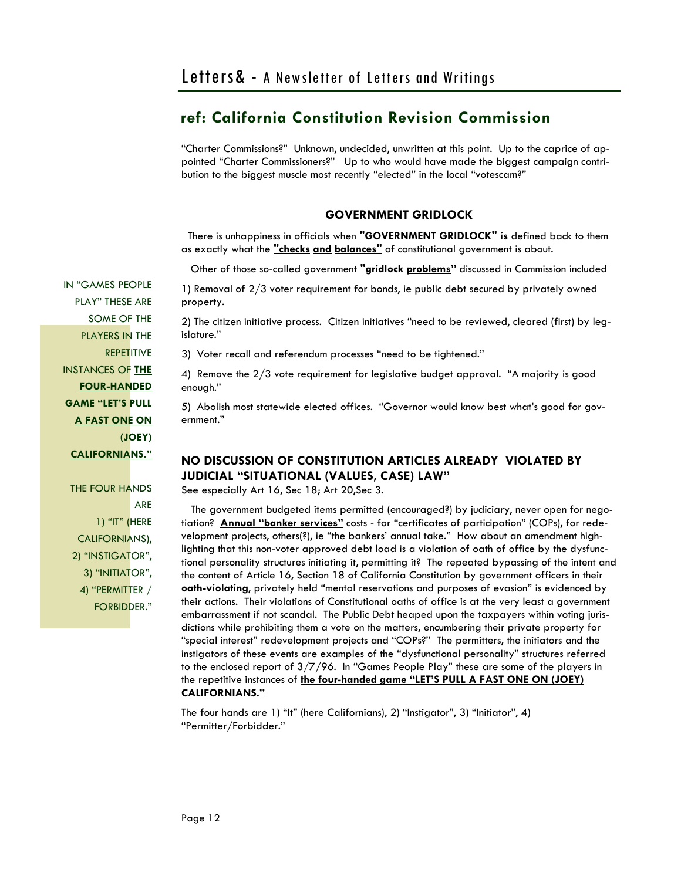## ref: California Constitution Revision Commission

"Charter Commissions?" Unknown, undecided, unwritten at this point. Up to the caprice of appointed "Charter Commissioners?" Up to who would have made the biggest campaign contribution to the biggest muscle most recently "elected" in the local "votescam?"

### GOVERNMENT GRIDLOCK

There is unhappiness in officials when **"GOVERNMENT GRIDLOCK" is** defined back to them as exactly what the **"checks and balances"** of constitutional government is about.

Other of those so-called government **"gridlock problems"** discussed in Commission included

1) Removal of 2/3 voter requirement for bonds, ie public debt secured by privately owned property.

2) The citizen initiative process. Citizen initiatives "need to be reviewed, cleared (first) by legislature."

3) Voter recall and referendum processes "need to be tightened."

4) Remove the 2/3 vote requirement for legislative budget approval. "A majority is good enough."

5) Abolish most statewide elected offices. "Governor would know best what's good for government."

IN "GAMES PEOPLE PLAY" THESE ARE SOME OF THE PLAYERS IN THE REPETITIVE INSTANCES OF **THE FOUR-HANDED GAME "LET'S PULL A FAST ONE ON (JOEY) CALIFORNIANS."**

THE FOUR HANDS ARE 1) "IT" (HERE CALIFORNIANS), 2) "INSTIGATOR", 3) "INITIATOR", 4) "PERMITTER / FORBIDDER."

### NO DISCUSSION OF CONSTITUTION ARTICLES ALREADY VIOLATED BY JUDICIAL "SITUATIONAL (VALUES, CASE) LAW"

See especially Art 16, Sec 18; Art 20,Sec 3.

The government budgeted items permitted (encouraged?) by judiciary, never open for negotiation? **Annual "banker services"** costs - for "certificates of participation" (COPs), for redevelopment projects, others(?), ie "the bankers' annual take." How about an amendment highlighting that this non-voter approved debt load is a violation of oath of office by the dysfunctional personality structures initiating it, permitting it? The repeated bypassing of the intent and the content of Article 16, Section 18 of California Constitution by government officers in their **oath-violating**, privately held "mental reservations and purposes of evasion" is evidenced by their actions. Their violations of Constitutional oaths of office is at the very least a government embarrassment if not scandal. The Public Debt heaped upon the taxpayers within voting jurisdictions while prohibiting them a vote on the matters, encumbering their private property for "special interest" redevelopment projects and "COPs?" The permitters, the initiators and the instigators of these events are examples of the "dysfunctional personality" structures referred to the enclosed report of 3/7/96. In "Games People Play" these are some of the players in the repetitive instances of **the four-handed game "LET'S PULL A FAST ONE ON (JOEY) CALIFORNIANS."**

The four hands are 1) "It" (here Californians), 2) "Instigator", 3) "Initiator", 4) "Permitter/Forbidder."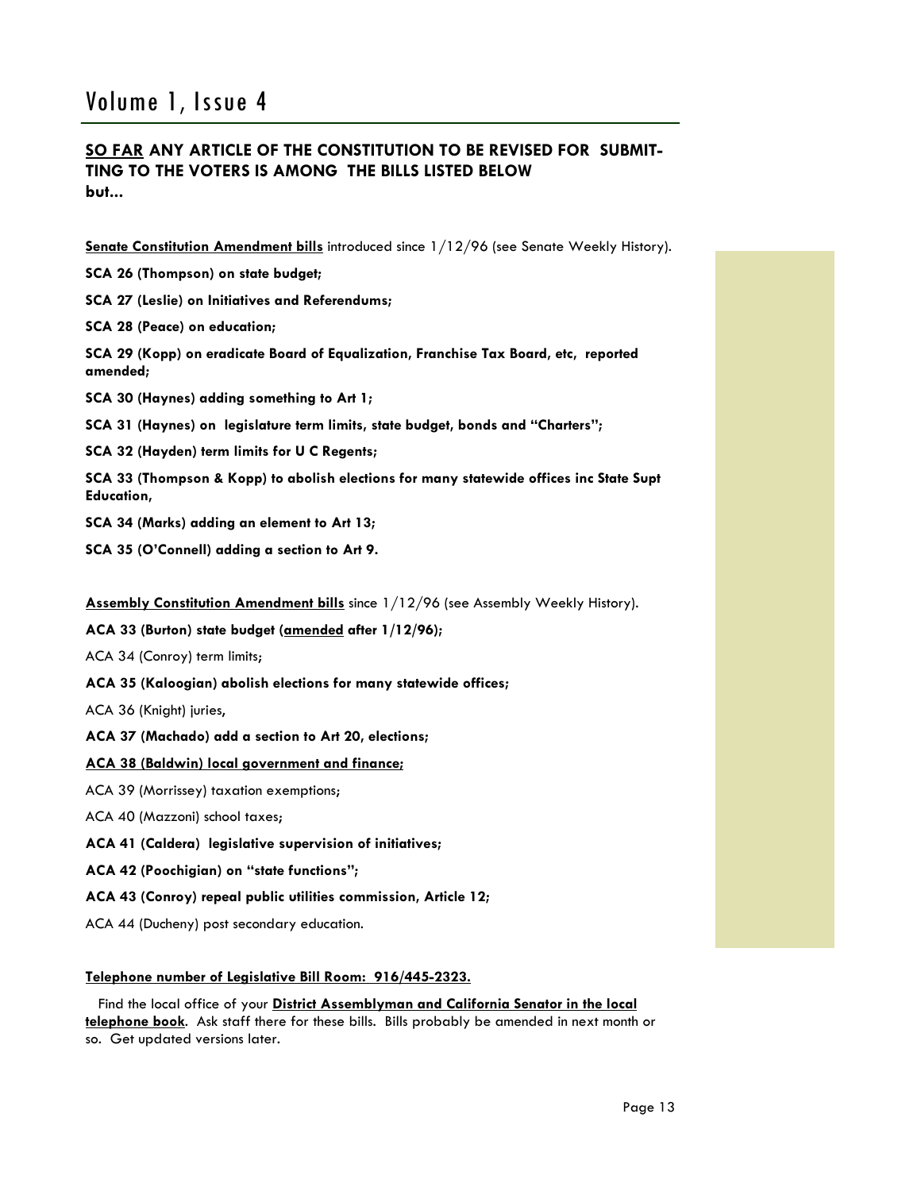## **<u>SO FAR</u> ANY ARTICLE OF THE CONSTITUTION TO BE REVISED FOR SUBMITTING TO THE VOTERS IS AMONG THE BILLS LISTED BELOW but...**

**<u>Senate Constitution Amendment bills</u>** introduced since 1/12/96 (see Senate Weekly History).

**SCA 26 (Thompson) on state budget;**

**SCA 27 (Leslie) on Initiatives and Referendums;**

**SCA 28 (Peace) on education;**

**SCA 29 (Kopp) on eradicate Board of Equalization, Franchise Tax Board, etc, reported amended;**

**SCA 30 (Haynes) adding something to Art 1;**

**SCA 31 (Haynes) on legislature term limits, state budget, bonds and "Charters";**

**SCA 32 (Hayden) term limits for U C Regents;**

**SCA 33 (Thompson & Kopp) to abolish elections for many statewide offices inc State Supt Education,**

**SCA 34 (Marks) adding an element to Art 13;**

**SCA 35 (O'Connell) adding a section to Art 9.**

**<u>Assembly Constitution Amendment bills</u>** since 1/12/96 (see Assembly Weekly History).

**ACA 33 (Burton) state budget (<u>amended</u> after 1/12/96);**

ACA 34 (Conroy) term limits;

**ACA 35 (Kaloogian) abolish elections for many statewide offices;**

ACA 36 (Knight) juries,

**ACA 37 (Machado) add a section to Art 20, elections;**

**<u>ACA 38 (Baldwin) local government and finance;</u>**

ACA 39 (Morrissey) taxation exemptions;

ACA 40 (Mazzoni) school taxes;

**ACA 41 (Caldera) legislative supervision of initiatives;**

**ACA 42 (Poochigian) on "state functions";**

**ACA 43 (Conroy) repeal public utilities commission, Article 12;**

ACA 44 (Ducheny) post secondary education.

**<u>Telephone number of Legislative Bill Room: 916/445-2323.</u>**

Find the local office of your **<u>District Assemblyman and California Senator in the local telephone book</u>**. Ask staff there for these bills. Bills probably be amended in next month or so. Get updated versions later.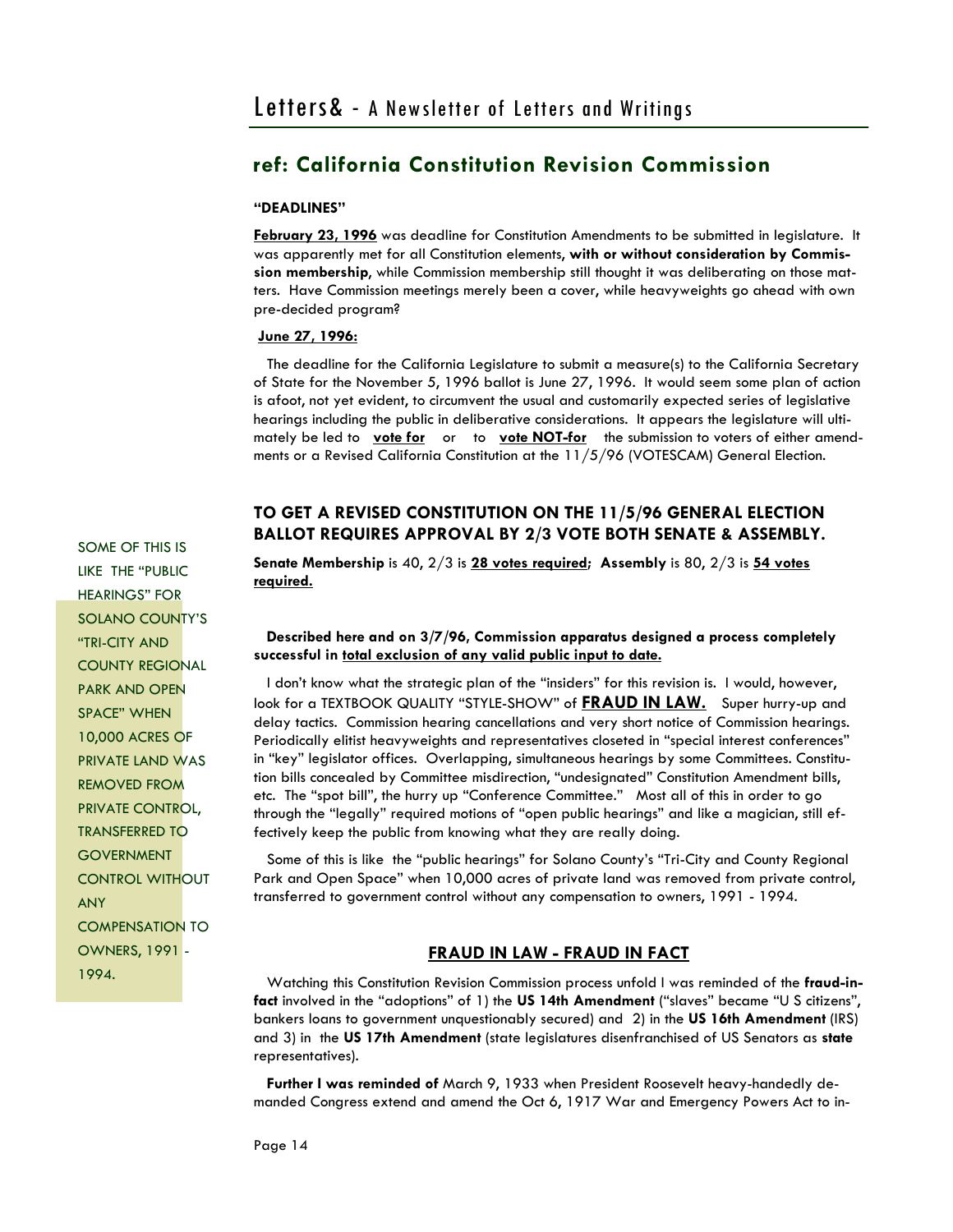## ref: California Constitution Revision Commission

**"DEADLINES"**

**February 23, 1996** was deadline for Constitution Amendments to be submitted in legislature. It was apparently met for all Constitution elements, **with or without consideration by Commission membership**, while Commission membership still thought it was deliberating on those matters. Have Commission meetings merely been a cover, while heavyweights go ahead with own pre-decided program?

**June 27, 1996:**

The deadline for the California Legislature to submit a measure(s) to the California Secretary of State for the November 5, 1996 ballot is June 27, 1996. It would seem some plan of action is afoot, not yet evident, to circumvent the usual and customarily expected series of legislative hearings including the public in deliberative considerations. It appears the legislature will ultimately be led to **vote for** or to **vote NOT-for** the submission to voters of either amendments or a Revised California Constitution at the 11/5/96 (VOTESCAM) General Election.

### TO GET A REVISED CONSTITUTION ON THE 11/5/96 GENERAL ELECTION BALLOT REQUIRES APPROVAL BY 2/3 VOTE BOTH SENATE & ASSEMBLY.

**Senate Membership** is 40, 2/3 is **28 votes required**; **Assembly** is 80, 2/3 is **54 votes required.**

**Described here and on 3/7/96, Commission apparatus designed a process completely successful in total exclusion of any valid public input to date.**

I don't know what the strategic plan of the "insiders" for this revision is. I would, however, look for a TEXTBOOK QUALITY "STYLE-SHOW" of **FRAUD IN LAW.** Super hurry-up and delay tactics. Commission hearing cancellations and very short notice of Commission hearings. Periodically elitist heavyweights and representatives closeted in "special interest conferences" in "key" legislator offices. Overlapping, simultaneous hearings by some Committees. Constitution bills concealed by Committee misdirection, "undesignated" Constitution Amendment bills, etc. The "spot bill", the hurry up "Conference Committee." Most all of this in order to go through the "legally" required motions of "open public hearings" and like a magician, still effectively keep the public from knowing what they are really doing.

Some of this is like the "public hearings" for Solano County's "Tri-City and County Regional Park and Open Space" when 10,000 acres of private land was removed from private control, transferred to government control without any compensation to owners, 1991 - 1994.

SOME OF THIS IS LIKE THE "PUBLIC HEARINGS" FOR SOLANO COUNTY'S "TRI-CITY AND COUNTY REGIONAL PARK AND OPEN SPACE" WHEN 10,000 ACRES OF PRIVATE LAND WAS REMOVED FROM PRIVATE CONTROL, TRANSFERRED TO GOVERNMENT CONTROL WITHOUT ANY COMPENSATION TO OWNERS, 1991 - 1994.

### FRAUD IN LAW - FRAUD IN FACT

Watching this Constitution Revision Commission process unfold I was reminded of the **fraud-in-fact** involved in the "adoptions" of 1) the **US 14th Amendment** ("slaves" became "U S citizens", bankers loans to government unquestionably secured) and 2) in the **US 16th Amendment** (IRS) and 3) in the **US 17th Amendment** (state legislatures disenfranchised of US Senators as **state** representatives).

**Further I was reminded of** March 9, 1933 when President Roosevelt heavy-handedly demanded Congress extend and amend the Oct 6, 1917 War and Emergency Powers Act to in-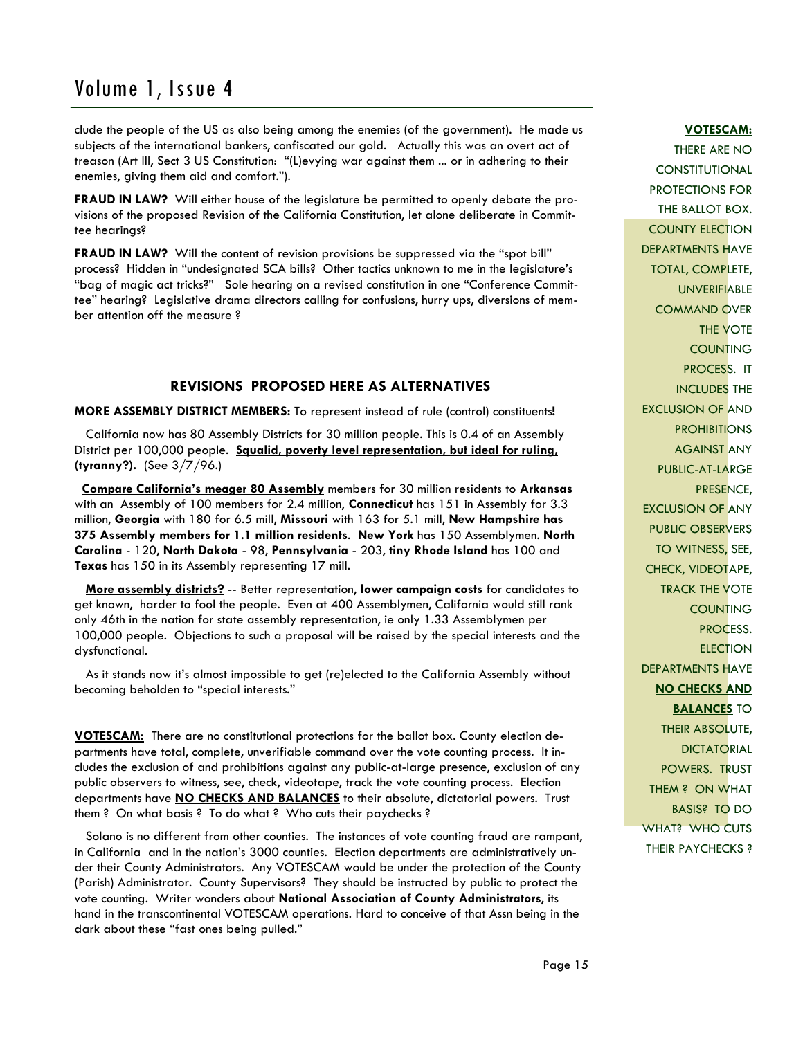clude the people of the US as also being among the enemies (of the government). He made us subjects of the international bankers, confiscated our gold. Actually this was an overt act of treason (Art III, Sect 3 US Constitution: "(L)evying war against them ... or in adhering to their enemies, giving them aid and comfort.").

**FRAUD IN LAW?** Will either house of the legislature be permitted to openly debate the provisions of the proposed Revision of the California Constitution, let alone deliberate in Committee hearings?

**FRAUD IN LAW?** Will the content of revision provisions be suppressed via the "spot bill" process? Hidden in "undesignated SCA bills? Other tactics unknown to me in the legislature's "bag of magic act tricks?" Sole hearing on a revised constitution in one "Conference Committee" hearing? Legislative drama directors calling for confusions, hurry ups, diversions of member attention off the measure ?

### REVISIONS PROPOSED HERE AS ALTERNATIVES

**MORE ASSEMBLY DISTRICT MEMBERS:** To represent instead of rule (control) constituents**!**

California now has 80 Assembly Districts for 30 million people. This is 0.4 of an Assembly District per 100,000 people. **Squalid, poverty level representation, but ideal for ruling, (tyranny?).** (See 3/7/96.)

**Compare California's meager 80 Assembly** members for 30 million residents to **Arkansas** with an Assembly of 100 members for 2.4 million, **Connecticut** has 151 in Assembly for 3.3 million, **Georgia** with 180 for 6.5 mill, **Missouri** with 163 for 5.1 mill, **New Hampshire has 375 Assembly members for 1.1 million residents**. **New York** has 150 Assemblymen. **North Carolina** - 120, **North Dakota** - 98, **Pennsylvania** - 203, **tiny Rhode Island** has 100 and **Texas** has 150 in its Assembly representing 17 mill.

**More assembly districts?** -- Better representation, **lower campaign costs** for candidates to get known, harder to fool the people. Even at 400 Assemblymen, California would still rank only 46th in the nation for state assembly representation, ie only 1.33 Assemblymen per 100,000 people. Objections to such a proposal will be raised by the special interests and the dysfunctional.

As it stands now it's almost impossible to get (re)elected to the California Assembly without becoming beholden to "special interests."

**VOTESCAM:** There are no constitutional protections for the ballot box. County election departments have total, complete, unverifiable command over the vote counting process. It includes the exclusion of and prohibitions against any public-at-large presence, exclusion of any public observers to witness, see, check, videotape, track the vote counting process. Election departments have **NO CHECKS AND BALANCES** to their absolute, dictatorial powers. Trust them ? On what basis ? To do what ? Who cuts their paychecks ?

Solano is no different from other counties. The instances of vote counting fraud are rampant, in California and in the nation's 3000 counties. Election departments are administratively under their County Administrators. Any VOTESCAM would be under the protection of the County (Parish) Administrator. County Supervisors? They should be instructed by public to protect the vote counting. Writer wonders about **National Association of County Administrators**, its hand in the transcontinental VOTESCAM operations. Hard to conceive of that Assn being in the dark about these "fast ones being pulled."

**VOTESCAM:** THERE ARE NO CONSTITUTIONAL PROTECTIONS FOR THE BALLOT BOX. COUNTY ELECTION DEPARTMENTS HAVE TOTAL, COMPLETE, UNVERIFIABLE COMMAND OVER THE VOTE COUNTING PROCESS. IT INCLUDES THE EXCLUSION OF AND PROHIBITIONS AGAINST ANY PUBLIC-AT-LARGE PRESENCE, EXCLUSION OF ANY PUBLIC OBSERVERS TO WITNESS, SEE, CHECK, VIDEOTAPE, TRACK THE VOTE COUNTING PROCESS. ELECTION DEPARTMENTS HAVE **NO CHECKS AND BALANCES** TO THEIR ABSOLUTE, DICTATORIAL POWERS. TRUST THEM ? ON WHAT BASIS? TO DO WHAT? WHO CUTS THEIR PAYCHECKS ?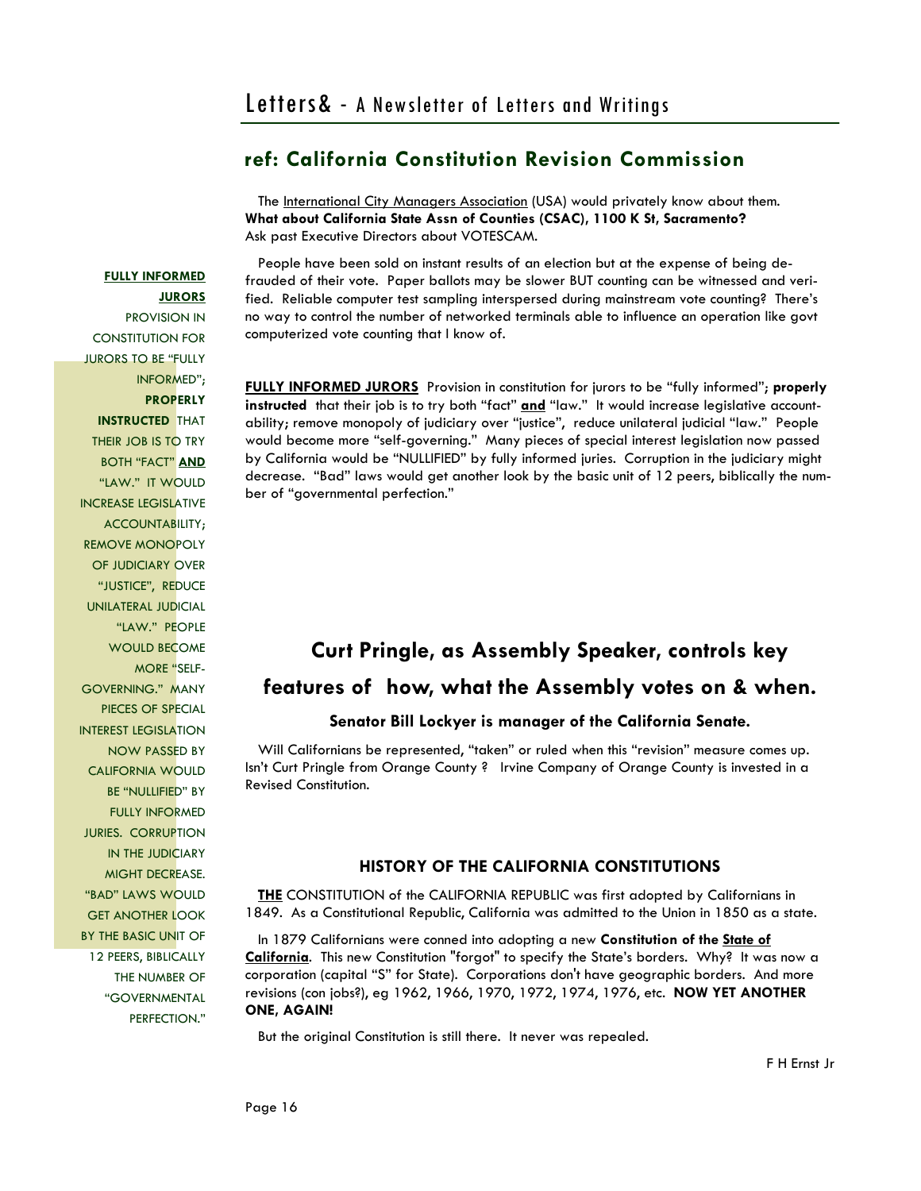## ref: California Constitution Revision Commission

The International City Managers Association (USA) would privately know about them. **What about California State Assn of Counties (CSAC), 1100 K St, Sacramento?** Ask past Executive Directors about VOTESCAM.

People have been sold on instant results of an election but at the expense of being defrauded of their vote. Paper ballots may be slower BUT counting can be witnessed and verified. Reliable computer test sampling interspersed during mainstream vote counting? There's no way to control the number of networked terminals able to influence an operation like govt computerized vote counting that I know of.

**FULLY INFORMED JURORS** PROVISION IN CONSTITUTION FOR JURORS TO BE "FULLY INFORMED"; **PROPERLY INSTRUCTED** THAT THEIR JOB IS TO TRY BOTH "FACT" **AND** "LAW." IT WOULD INCREASE LEGISLATIVE ACCOUNTABILITY; REMOVE MONOPOLY OF JUDICIARY OVER "JUSTICE", REDUCE UNILATERAL JUDICIAL "LAW." PEOPLE WOULD BECOME MORE "SELF-GOVERNING." MANY PIECES OF SPECIAL INTEREST LEGISLATION NOW PASSED BY CALIFORNIA WOULD BE "NULLIFIED" BY FULLY INFORMED JURIES. CORRUPTION IN THE JUDICIARY MIGHT DECREASE. "BAD" LAWS WOULD GET ANOTHER LOOK BY THE BASIC UNIT OF 12 PEERS, BIBLICALLY THE NUMBER OF "GOVERNMENTAL PERFECTION."

**FULLY INFORMED JURORS** Provision in constitution for jurors to be "fully informed"; **properly instructed** that their job is to try both "fact" **and** "law." It would increase legislative accountability; remove monopoly of judiciary over "justice", reduce unilateral judicial "law." People would become more "self-governing." Many pieces of special interest legislation now passed by California would be "NULLIFIED" by fully informed juries. Corruption in the judiciary might decrease. "Bad" laws would get another look by the basic unit of 12 peers, biblically the number of "governmental perfection."

## Curt Pringle, as Assembly Speaker, controls key features of how, what the Assembly votes on & when.

### Senator Bill Lockyer is manager of the California Senate.

Will Californians be represented, "taken" or ruled when this "revision" measure comes up. Isn't Curt Pringle from Orange County ? Irvine Company of Orange County is invested in a Revised Constitution.

### HISTORY OF THE CALIFORNIA CONSTITUTIONS

**THE** CONSTITUTION of the CALIFORNIA REPUBLIC was first adopted by Californians in 1849. As a Constitutional Republic, California was admitted to the Union in 1850 as a state.

In 1879 Californians were conned into adopting a new **Constitution of the State of California**. This new Constitution "forgot" to specify the State's borders. Why? It was now a corporation (capital "S" for State). Corporations don't have geographic borders. And more revisions (con jobs?), eg 1962, 1966, 1970, 1972, 1974, 1976, etc. **NOW YET ANOTHER ONE, AGAIN!**

But the original Constitution is still there. It never was repealed.

F H Ernst Jr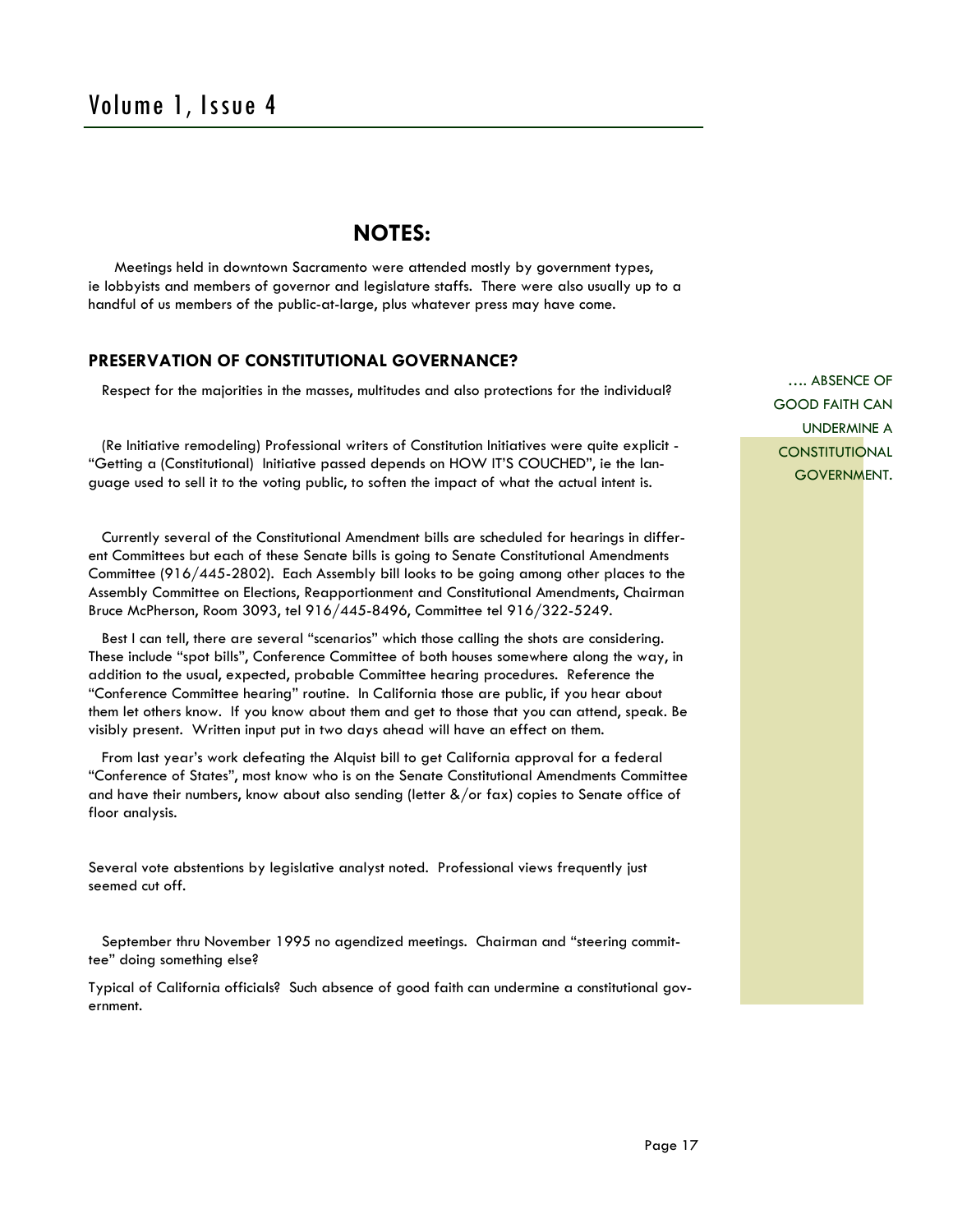## NOTES:

Meetings held in downtown Sacramento were attended mostly by government types, ie lobbyists and members of governor and legislature staffs. There were also usually up to a handful of us members of the public-at-large, plus whatever press may have come.

### PRESERVATION OF CONSTITUTIONAL GOVERNANCE?

Respect for the majorities in the masses, multitudes and also protections for the individual?

…. ABSENCE OF GOOD FAITH CAN UNDERMINE A CONSTITUTIONAL GOVERNMENT.

(Re Initiative remodeling) Professional writers of Constitution Initiatives were quite explicit - "Getting a (Constitutional) Initiative passed depends on HOW IT'S COUCHED", ie the language used to sell it to the voting public, to soften the impact of what the actual intent is.

Currently several of the Constitutional Amendment bills are scheduled for hearings in different Committees but each of these Senate bills is going to Senate Constitutional Amendments Committee (916/445-2802). Each Assembly bill looks to be going among other places to the Assembly Committee on Elections, Reapportionment and Constitutional Amendments, Chairman Bruce McPherson, Room 3093, tel 916/445-8496, Committee tel 916/322-5249.

Best I can tell, there are several "scenarios" which those calling the shots are considering. These include "spot bills", Conference Committee of both houses somewhere along the way, in addition to the usual, expected, probable Committee hearing procedures. Reference the "Conference Committee hearing" routine. In California those are public, if you hear about them let others know. If you know about them and get to those that you can attend, speak. Be visibly present. Written input put in two days ahead will have an effect on them.

From last year's work defeating the Alquist bill to get California approval for a federal "Conference of States", most know who is on the Senate Constitutional Amendments Committee and have their numbers, know about also sending (letter &/or fax) copies to Senate office of floor analysis.

Several vote abstentions by legislative analyst noted. Professional views frequently just seemed cut off.

September thru November 1995 no agendized meetings. Chairman and "steering committee" doing something else?

Typical of California officials? Such absence of good faith can undermine a constitutional government.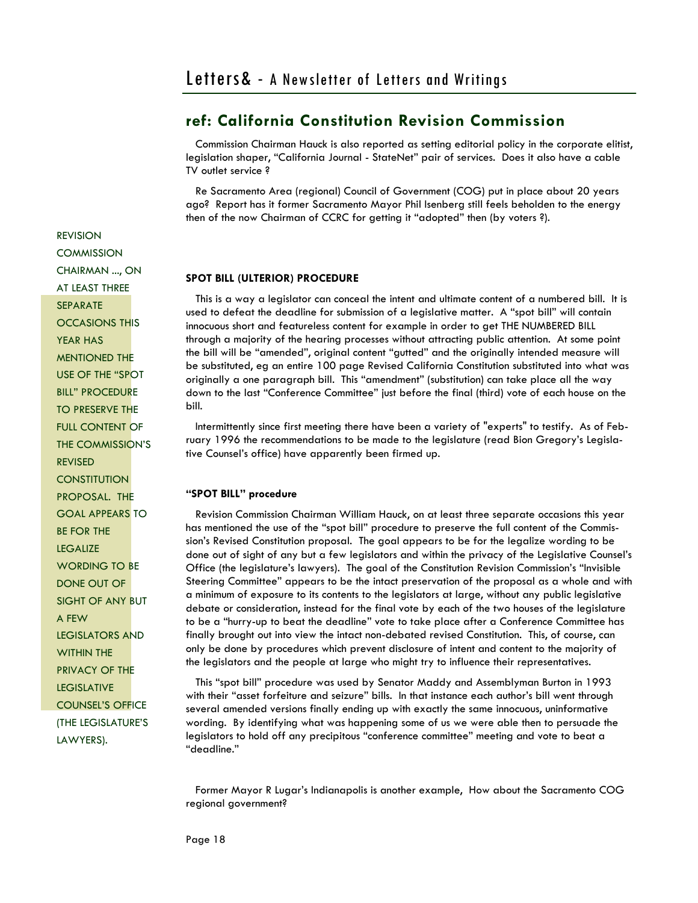## ref: California Constitution Revision Commission

Commission Chairman Hauck is also reported as setting editorial policy in the corporate elitist, legislation shaper, "California Journal - StateNet" pair of services. Does it also have a cable TV outlet service ?

Re Sacramento Area (regional) Council of Government (COG) put in place about 20 years ago? Report has it former Sacramento Mayor Phil Isenberg still feels beholden to the energy then of the now Chairman of CCRC for getting it "adopted" then (by voters ?).

REVISION COMMISSION CHAIRMAN ..., ON AT LEAST THREE SEPARATE OCCASIONS THIS YEAR HAS MENTIONED THE USE OF THE "SPOT BILL" PROCEDURE TO PRESERVE THE FULL CONTENT OF THE COMMISSION'S REVISED CONSTITUTION PROPOSAL. THE GOAL APPEARS TO BE FOR THE LEGALIZE WORDING TO BE DONE OUT OF SIGHT OF ANY BUT A FEW LEGISLATORS AND WITHIN THE PRIVACY OF THE LEGISLATIVE COUNSEL'S OFFICE (THE LEGISLATURE'S LAWYERS).

**SPOT BILL (ULTERIOR) PROCEDURE**

This is a way a legislator can conceal the intent and ultimate content of a numbered bill. It is used to defeat the deadline for submission of a legislative matter. A "spot bill" will contain innocuous short and featureless content for example in order to get THE NUMBERED BILL through a majority of the hearing processes without attracting public attention. At some point the bill will be "amended", original content "gutted" and the originally intended measure will be substituted, eg an entire 100 page Revised California Constitution substituted into what was originally a one paragraph bill. This "amendment" (substitution) can take place all the way down to the last "Conference Committee" just before the final (third) vote of each house on the bill.

Intermittently since first meeting there have been a variety of "experts" to testify. As of February 1996 the recommendations to be made to the legislature (read Bion Gregory's Legislative Counsel's office) have apparently been firmed up.

**"SPOT BILL" procedure**

Revision Commission Chairman William Hauck, on at least three separate occasions this year has mentioned the use of the "spot bill" procedure to preserve the full content of the Commission's Revised Constitution proposal. The goal appears to be for the legalize wording to be done out of sight of any but a few legislators and within the privacy of the Legislative Counsel's Office (the legislature's lawyers). The goal of the Constitution Revision Commission's "Invisible Steering Committee" appears to be the intact preservation of the proposal as a whole and with a minimum of exposure to its contents to the legislators at large, without any public legislative debate or consideration, instead for the final vote by each of the two houses of the legislature to be a "hurry-up to beat the deadline" vote to take place after a Conference Committee has finally brought out into view the intact non-debated revised Constitution. This, of course, can only be done by procedures which prevent disclosure of intent and content to the majority of the legislators and the people at large who might try to influence their representatives.

This "spot bill" procedure was used by Senator Maddy and Assemblyman Burton in 1993 with their "asset forfeiture and seizure" bills. In that instance each author's bill went through several amended versions finally ending up with exactly the same innocuous, uninformative wording. By identifying what was happening some of us we were able then to persuade the legislators to hold off any precipitous "conference committee" meeting and vote to beat a "deadline."

Former Mayor R Lugar's Indianapolis is another example, How about the Sacramento COG regional government?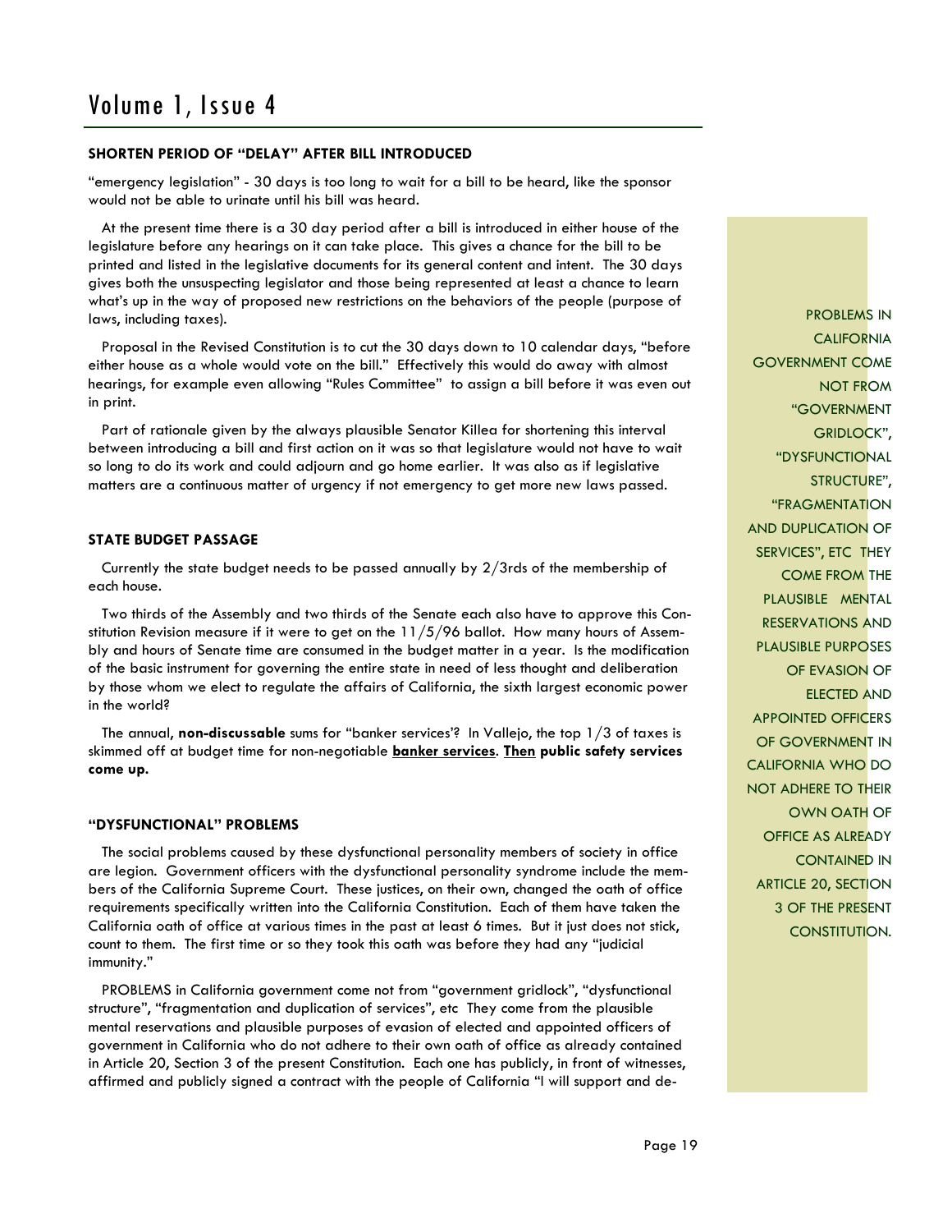### SHORTEN PERIOD OF "DELAY" AFTER BILL INTRODUCED

"emergency legislation" - 30 days is too long to wait for a bill to be heard, like the sponsor would not be able to urinate until his bill was heard.

At the present time there is a 30 day period after a bill is introduced in either house of the legislature before any hearings on it can take place. This gives a chance for the bill to be printed and listed in the legislative documents for its general content and intent. The 30 days gives both the unsuspecting legislator and those being represented at least a chance to learn what's up in the way of proposed new restrictions on the behaviors of the people (purpose of laws, including taxes).

Proposal in the Revised Constitution is to cut the 30 days down to 10 calendar days, "before either house as a whole would vote on the bill." Effectively this would do away with almost hearings, for example even allowing "Rules Committee" to assign a bill before it was even out in print.

Part of rationale given by the always plausible Senator Killea for shortening this interval between introducing a bill and first action on it was so that legislature would not have to wait so long to do its work and could adjourn and go home earlier. It was also as if legislative matters are a continuous matter of urgency if not emergency to get more new laws passed.

### STATE BUDGET PASSAGE

Currently the state budget needs to be passed annually by 2/3rds of the membership of each house.

Two thirds of the Assembly and two thirds of the Senate each also have to approve this Constitution Revision measure if it were to get on the 11/5/96 ballot. How many hours of Assembly and hours of Senate time are consumed in the budget matter in a year. Is the modification of the basic instrument for governing the entire state in need of less thought and deliberation by those whom we elect to regulate the affairs of California, the sixth largest economic power in the world?

The annual, **non-discussable** sums for "banker services'? In Vallejo, the top 1/3 of taxes is skimmed off at budget time for non-negotiable **<u>banker services</u>**. **<u>Then</u> public safety services come up.**

### "DYSFUNCTIONAL" PROBLEMS

The social problems caused by these dysfunctional personality members of society in office are legion. Government officers with the dysfunctional personality syndrome include the members of the California Supreme Court. These justices, on their own, changed the oath of office requirements specifically written into the California Constitution. Each of them have taken the California oath of office at various times in the past at least 6 times. But it just does not stick, count to them. The first time or so they took this oath was before they had any "judicial immunity."

PROBLEMS in California government come not from "government gridlock", "dysfunctional structure", "fragmentation and duplication of services", etc They come from the plausible mental reservations and plausible purposes of evasion of elected and appointed officers of government in California who do not adhere to their own oath of office as already contained in Article 20, Section 3 of the present Constitution. Each one has publicly, in front of witnesses, affirmed and publicly signed a contract with the people of California "I will support and de-

PROBLEMS IN CALIFORNIA GOVERNMENT COME NOT FROM "GOVERNMENT GRIDLOCK", "DYSFUNCTIONAL STRUCTURE", "FRAGMENTATION AND DUPLICATION OF SERVICES", ETC THEY COME FROM THE PLAUSIBLE MENTAL RESERVATIONS AND PLAUSIBLE PURPOSES OF EVASION OF ELECTED AND APPOINTED OFFICERS OF GOVERNMENT IN CALIFORNIA WHO DO NOT ADHERE TO THEIR OWN OATH OF OFFICE AS ALREADY CONTAINED IN ARTICLE 20, SECTION 3 OF THE PRESENT CONSTITUTION.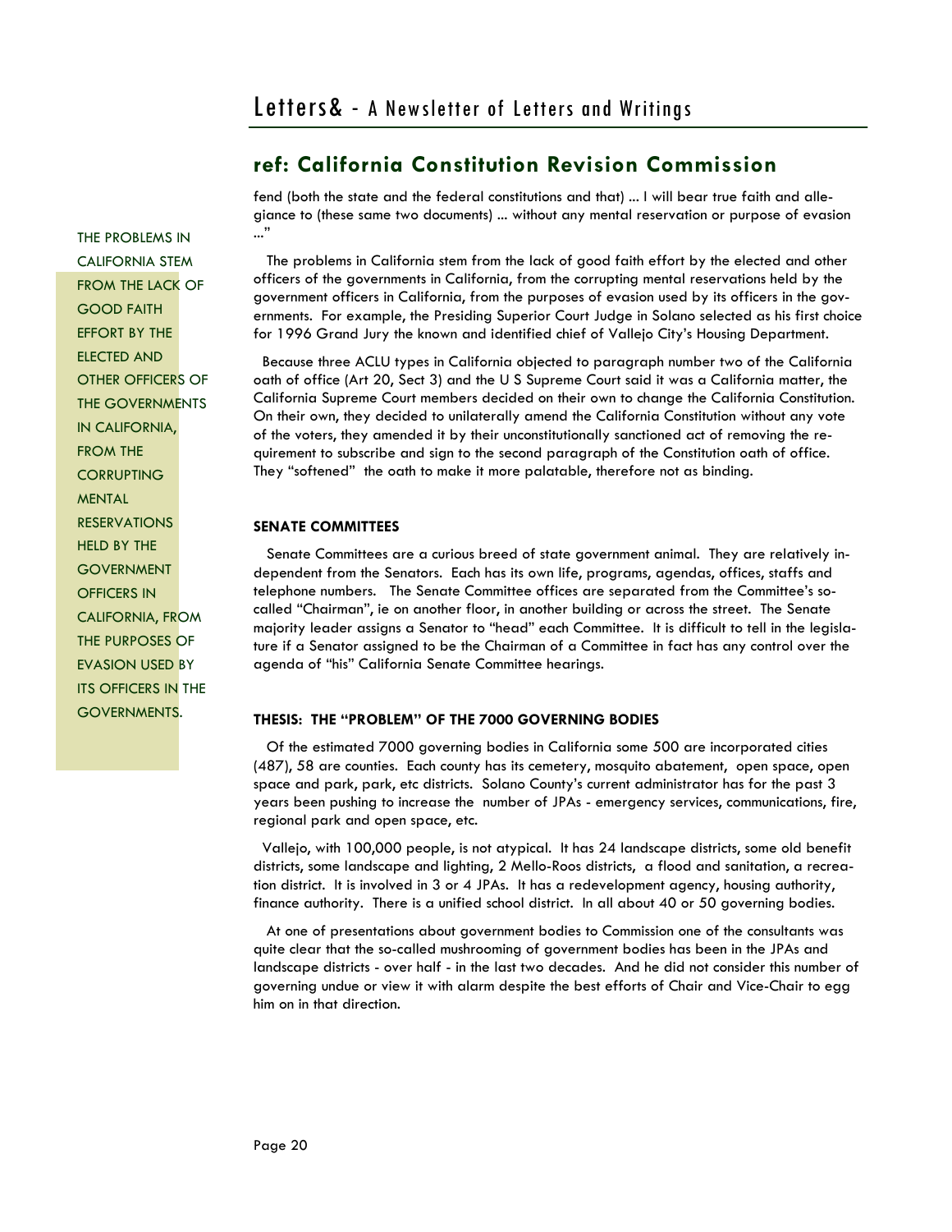## ref: California Constitution Revision Commission

fend (both the state and the federal constitutions and that) ... I will bear true faith and allegiance to (these same two documents) ... without any mental reservation or purpose of evasion ..."

THE PROBLEMS IN CALIFORNIA STEM FROM THE LACK OF GOOD FAITH EFFORT BY THE ELECTED AND OTHER OFFICERS OF THE GOVERNMENTS IN CALIFORNIA, FROM THE CORRUPTING MENTAL RESERVATIONS HELD BY THE GOVERNMENT OFFICERS IN CALIFORNIA, FROM THE PURPOSES OF EVASION USED BY ITS OFFICERS IN THE GOVERNMENTS.

The problems in California stem from the lack of good faith effort by the elected and other officers of the governments in California, from the corrupting mental reservations held by the government officers in California, from the purposes of evasion used by its officers in the governments. For example, the Presiding Superior Court Judge in Solano selected as his first choice for 1996 Grand Jury the known and identified chief of Vallejo City's Housing Department.

Because three ACLU types in California objected to paragraph number two of the California oath of office (Art 20, Sect 3) and the U S Supreme Court said it was a California matter, the California Supreme Court members decided on their own to change the California Constitution. On their own, they decided to unilaterally amend the California Constitution without any vote of the voters, they amended it by their unconstitutionally sanctioned act of removing the requirement to subscribe and sign to the second paragraph of the Constitution oath of office. They "softened" the oath to make it more palatable, therefore not as binding.

**SENATE COMMITTEES**

Senate Committees are a curious breed of state government animal. They are relatively independent from the Senators. Each has its own life, programs, agendas, offices, staffs and telephone numbers. The Senate Committee offices are separated from the Committee's so-called "Chairman", ie on another floor, in another building or across the street. The Senate majority leader assigns a Senator to "head" each Committee. It is difficult to tell in the legislature if a Senator assigned to be the Chairman of a Committee in fact has any control over the agenda of "his" California Senate Committee hearings.

**THESIS: THE "PROBLEM" OF THE 7000 GOVERNING BODIES**

Of the estimated 7000 governing bodies in California some 500 are incorporated cities (487), 58 are counties. Each county has its cemetery, mosquito abatement, open space, open space and park, park, etc districts. Solano County's current administrator has for the past 3 years been pushing to increase the number of JPAs - emergency services, communications, fire, regional park and open space, etc.

Vallejo, with 100,000 people, is not atypical. It has 24 landscape districts, some old benefit districts, some landscape and lighting, 2 Mello-Roos districts, a flood and sanitation, a recreation district. It is involved in 3 or 4 JPAs. It has a redevelopment agency, housing authority, finance authority. There is a unified school district. In all about 40 or 50 governing bodies.

At one of presentations about government bodies to Commission one of the consultants was quite clear that the so-called mushrooming of government bodies has been in the JPAs and landscape districts - over half - in the last two decades. And he did not consider this number of governing undue or view it with alarm despite the best efforts of Chair and Vice-Chair to egg him on in that direction.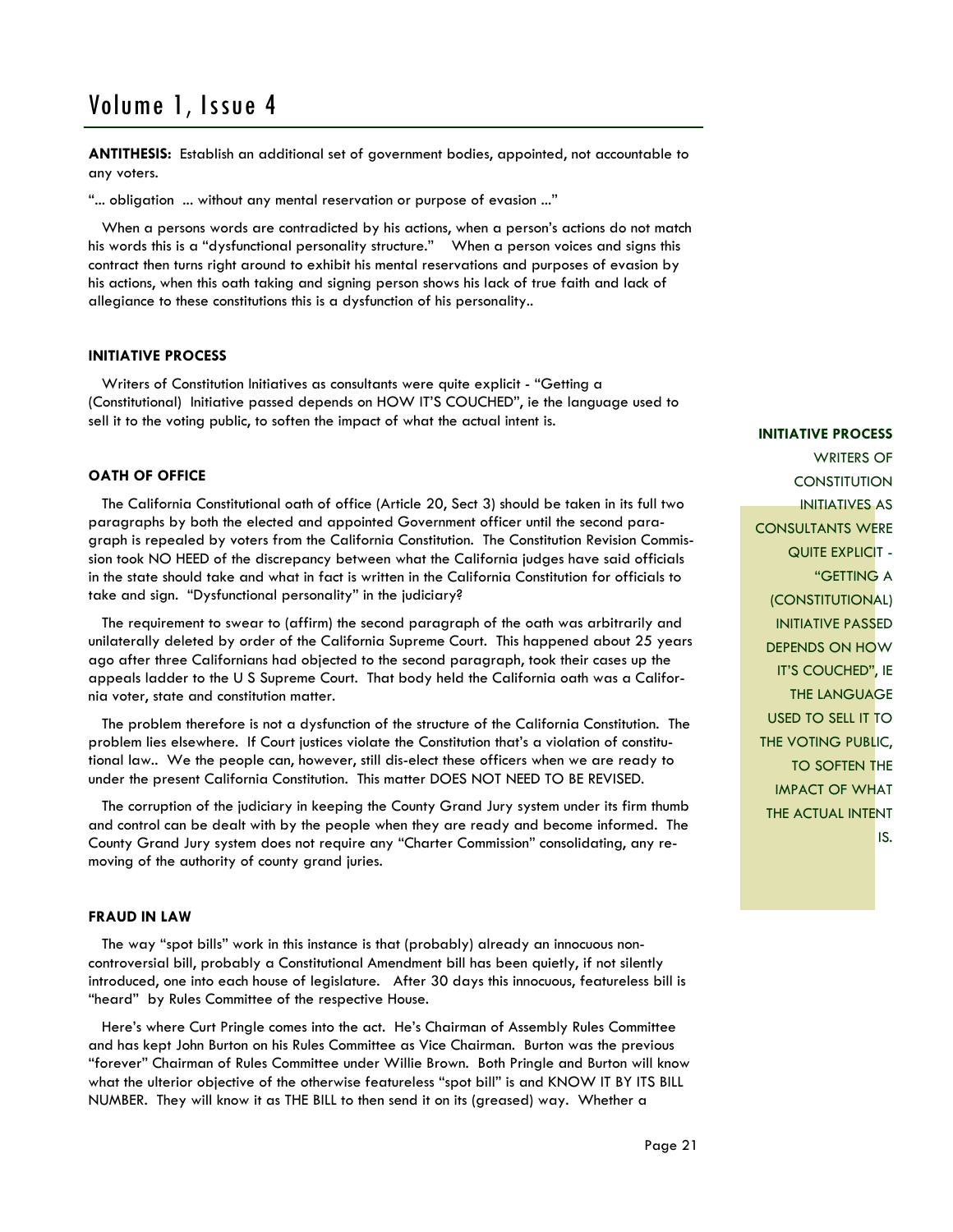**ANTITHESIS:** Establish an additional set of government bodies, appointed, not accountable to any voters.

"... obligation ... without any mental reservation or purpose of evasion ..."

When a persons words are contradicted by his actions, when a person's actions do not match his words this is a "dysfunctional personality structure." When a person voices and signs this contract then turns right around to exhibit his mental reservations and purposes of evasion by his actions, when this oath taking and signing person shows his lack of true faith and lack of allegiance to these constitutions this is a dysfunction of his personality..

### INITIATIVE PROCESS

Writers of Constitution Initiatives as consultants were quite explicit - "Getting a (Constitutional) Initiative passed depends on HOW IT'S COUCHED", ie the language used to sell it to the voting public, to soften the impact of what the actual intent is.

### OATH OF OFFICE

The California Constitutional oath of office (Article 20, Sect 3) should be taken in its full two paragraphs by both the elected and appointed Government officer until the second paragraph is repealed by voters from the California Constitution. The Constitution Revision Commission took NO HEED of the discrepancy between what the California judges have said officials in the state should take and what in fact is written in the California Constitution for officials to take and sign. "Dysfunctional personality" in the judiciary?

The requirement to swear to (affirm) the second paragraph of the oath was arbitrarily and unilaterally deleted by order of the California Supreme Court. This happened about 25 years ago after three Californians had objected to the second paragraph, took their cases up the appeals ladder to the U S Supreme Court. That body held the California oath was a California voter, state and constitution matter.

The problem therefore is not a dysfunction of the structure of the California Constitution. The problem lies elsewhere. If Court justices violate the Constitution that's a violation of constitutional law.. We the people can, however, still dis-elect these officers when we are ready to under the present California Constitution. This matter DOES NOT NEED TO BE REVISED.

The corruption of the judiciary in keeping the County Grand Jury system under its firm thumb and control can be dealt with by the people when they are ready and become informed. The County Grand Jury system does not require any "Charter Commission" consolidating, any removing of the authority of county grand juries.

### FRAUD IN LAW

The way "spot bills" work in this instance is that (probably) already an innocuous non-controversial bill, probably a Constitutional Amendment bill has been quietly, if not silently introduced, one into each house of legislature. After 30 days this innocuous, featureless bill is "heard" by Rules Committee of the respective House.

Here's where Curt Pringle comes into the act. He's Chairman of Assembly Rules Committee and has kept John Burton on his Rules Committee as Vice Chairman. Burton was the previous "forever" Chairman of Rules Committee under Willie Brown. Both Pringle and Burton will know what the ulterior objective of the otherwise featureless "spot bill" is and KNOW IT BY ITS BILL NUMBER. They will know it as THE BILL to then send it on its (greased) way. Whether a

**INITIATIVE PROCESS**

WRITERS OF CONSTITUTION INITIATIVES AS CONSULTANTS WERE QUITE EXPLICIT - "GETTING A (CONSTITUTIONAL) INITIATIVE PASSED DEPENDS ON HOW IT'S COUCHED", IE THE LANGUAGE USED TO SELL IT TO THE VOTING PUBLIC, TO SOFTEN THE IMPACT OF WHAT THE ACTUAL INTENT IS.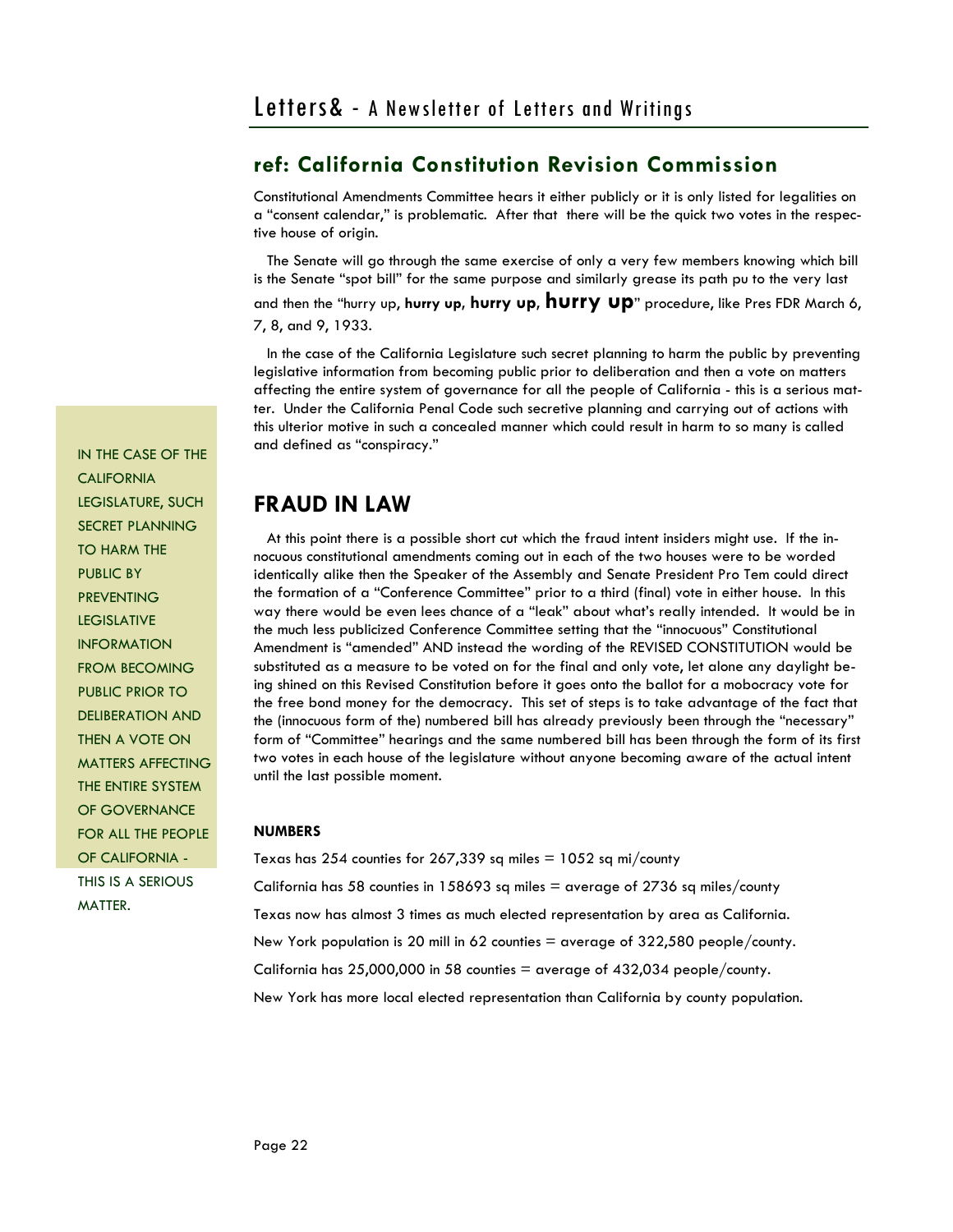## ref: California Constitution Revision Commission

Constitutional Amendments Committee hears it either publicly or it is only listed for legalities on a "consent calendar," is problematic. After that there will be the quick two votes in the respective house of origin.

The Senate will go through the same exercise of only a very few members knowing which bill is the Senate "spot bill" for the same purpose and similarly grease its path pu to the very last and then the "hurry up, **hurry up**, **hurry up**, **hurry up**" procedure, like Pres FDR March 6, 7, 8, and 9, 1933.

In the case of the California Legislature such secret planning to harm the public by preventing legislative information from becoming public prior to deliberation and then a vote on matters affecting the entire system of governance for all the people of California - this is a serious matter. Under the California Penal Code such secretive planning and carrying out of actions with this ulterior motive in such a concealed manner which could result in harm to so many is called and defined as "conspiracy."

IN THE CASE OF THE CALIFORNIA LEGISLATURE, SUCH SECRET PLANNING TO HARM THE PUBLIC BY PREVENTING LEGISLATIVE INFORMATION FROM BECOMING PUBLIC PRIOR TO DELIBERATION AND THEN A VOTE ON MATTERS AFFECTING THE ENTIRE SYSTEM OF GOVERNANCE FOR ALL THE PEOPLE OF CALIFORNIA - THIS IS A SERIOUS MATTER.

## FRAUD IN LAW

At this point there is a possible short cut which the fraud intent insiders might use. If the innocuous constitutional amendments coming out in each of the two houses were to be worded identically alike then the Speaker of the Assembly and Senate President Pro Tem could direct the formation of a "Conference Committee" prior to a third (final) vote in either house. In this way there would be even lees chance of a "leak" about what's really intended. It would be in the much less publicized Conference Committee setting that the "innocuous" Constitutional Amendment is "amended" AND instead the wording of the REVISED CONSTITUTION would be substituted as a measure to be voted on for the final and only vote, let alone any daylight being shined on this Revised Constitution before it goes onto the ballot for a mobocracy vote for the free bond money for the democracy. This set of steps is to take advantage of the fact that the (innocuous form of the) numbered bill has already previously been through the "necessary" form of "Committee" hearings and the same numbered bill has been through the form of its first two votes in each house of the legislature without anyone becoming aware of the actual intent until the last possible moment.

**NUMBERS**

Texas has 254 counties for 267,339 sq miles = 1052 sq mi/county

California has 58 counties in 158693 sq miles = average of 2736 sq miles/county

Texas now has almost 3 times as much elected representation by area as California.

New York population is 20 mill in 62 counties = average of 322,580 people/county.

California has 25,000,000 in 58 counties = average of 432,034 people/county.

New York has more local elected representation than California by county population.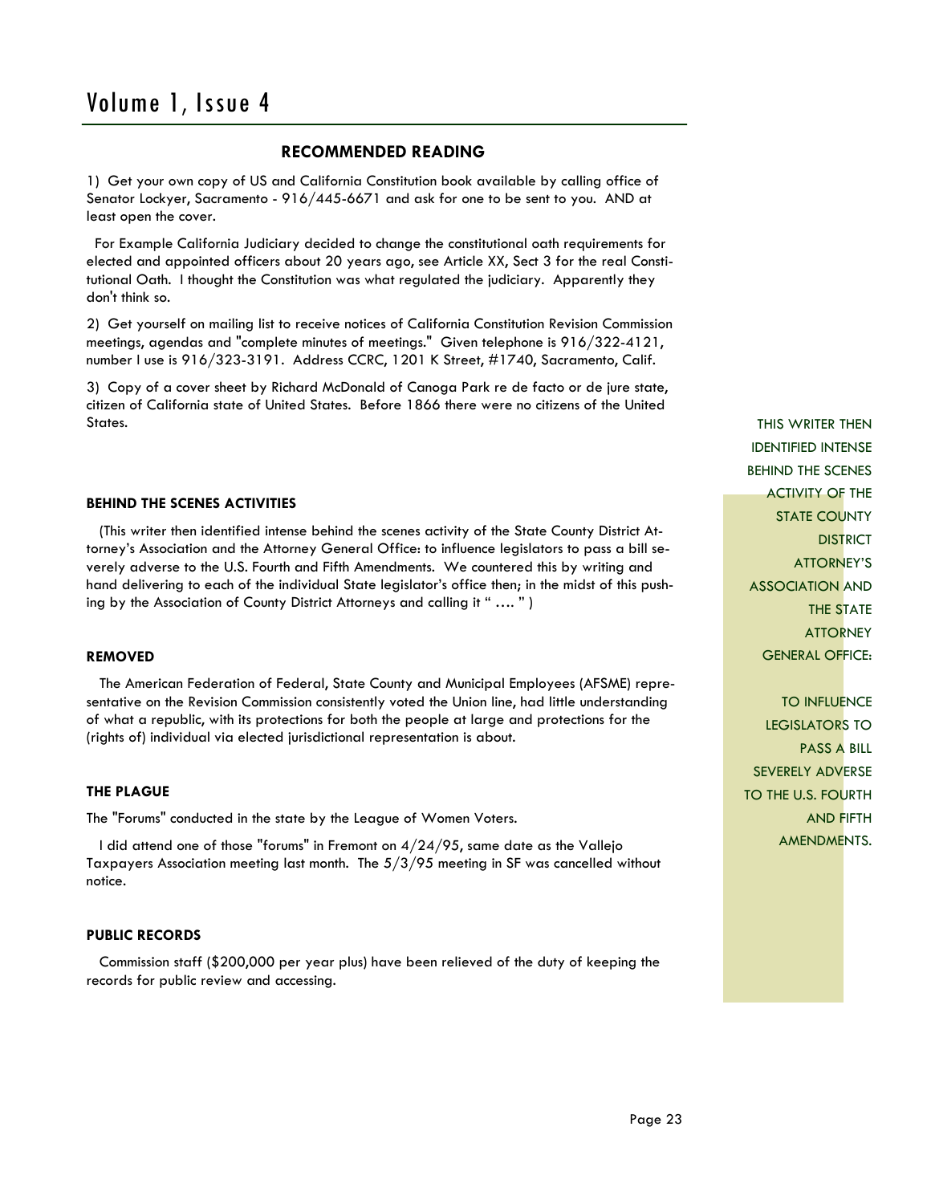## RECOMMENDED READING

1) Get your own copy of US and California Constitution book available by calling office of Senator Lockyer, Sacramento - 916/445-6671 and ask for one to be sent to you. AND at least open the cover.

For Example California Judiciary decided to change the constitutional oath requirements for elected and appointed officers about 20 years ago, see Article XX, Sect 3 for the real Constitutional Oath. I thought the Constitution was what regulated the judiciary. Apparently they don't think so.

2) Get yourself on mailing list to receive notices of California Constitution Revision Commission meetings, agendas and "complete minutes of meetings." Given telephone is 916/322-4121, number I use is 916/323-3191. Address CCRC, 1201 K Street, #1740, Sacramento, Calif.

3) Copy of a cover sheet by Richard McDonald of Canoga Park re de facto or de jure state, citizen of California state of United States. Before 1866 there were no citizens of the United States.

### BEHIND THE SCENES ACTIVITIES

(This writer then identified intense behind the scenes activity of the State County District Attorney's Association and the Attorney General Office: to influence legislators to pass a bill severely adverse to the U.S. Fourth and Fifth Amendments. We countered this by writing and hand delivering to each of the individual State legislator's office then; in the midst of this pushing by the Association of County District Attorneys and calling it " .... " )

> THIS WRITER THEN IDENTIFIED INTENSE BEHIND THE SCENES ACTIVITY OF THE STATE COUNTY DISTRICT ATTORNEY'S ASSOCIATION AND THE STATE ATTORNEY GENERAL OFFICE:
>
> TO INFLUENCE LEGISLATORS TO PASS A BILL SEVERELY ADVERSE TO THE U.S. FOURTH AND FIFTH AMENDMENTS.

### REMOVED

The American Federation of Federal, State County and Municipal Employees (AFSME) representative on the Revision Commission consistently voted the Union line, had little understanding of what a republic, with its protections for both the people at large and protections for the (rights of) individual via elected jurisdictional representation is about.

### THE PLAGUE

The "Forums" conducted in the state by the League of Women Voters.

I did attend one of those "forums" in Fremont on 4/24/95, same date as the Vallejo Taxpayers Association meeting last month. The 5/3/95 meeting in SF was cancelled without notice.

### PUBLIC RECORDS

Commission staff ($200,000 per year plus) have been relieved of the duty of keeping the records for public review and accessing.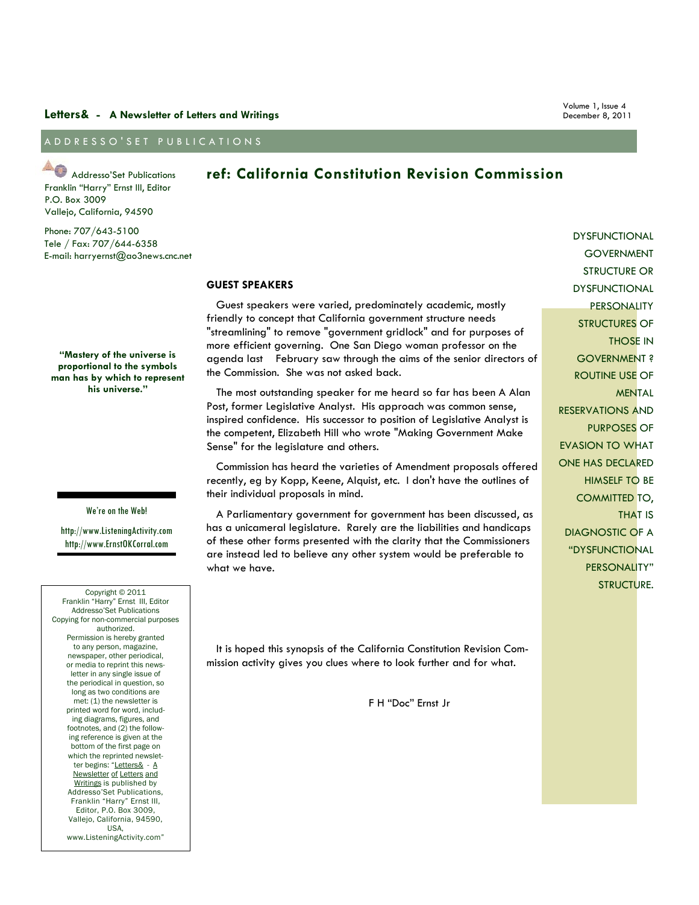# Letters& - A Newsletter of Letters and Writings

ADDRESSO'SET PUBLICATIONS

Addresso'Set Publications
Franklin "Harry" Ernst III, Editor
P.O. Box 3009
Vallejo, California, 94590

Phone: 707/643-5100
Tele / Fax: 707/644-6358
E-mail: harryernst@ao3news.cnc.net

**"Mastery of the universe is proportional to the symbols man has by which to represent his universe."**

We're on the Web!

http://www.ListeningActivity.com
http://www.ErnstOKCorral.com

Copyright © 2011
Franklin "Harry" Ernst III, Editor
Addresso'Set Publications
Copying for non-commercial purposes authorized.
Permission is hereby granted to any person, magazine, newspaper, other periodical, or media to reprint this newsletter in any single issue of the periodical in question, so long as two conditions are met: (1) the newsletter is printed word for word, including diagrams, figures, and footnotes, and (2) the following reference is given at the bottom of the first page on which the reprinted newsletter begins: "Letters& - A Newsletter of Letters and Writings is published by Addresso'Set Publications, Franklin "Harry" Ernst III, Editor, P.O. Box 3009, Vallejo, California, 94590, USA, www.ListeningActivity.com"

## ref: California Constitution Revision Commission

### GUEST SPEAKERS

Guest speakers were varied, predominately academic, mostly friendly to concept that California government structure needs "streamlining" to remove "government gridlock" and for purposes of more efficient governing. One San Diego woman professor on the agenda last February saw through the aims of the senior directors of the Commission. She was not asked back.

The most outstanding speaker for me heard so far has been A Alan Post, former Legislative Analyst. His approach was common sense, inspired confidence. His successor to position of Legislative Analyst is the competent, Elizabeth Hill who wrote "Making Government Make Sense" for the legislature and others.

Commission has heard the varieties of Amendment proposals offered recently, eg by Kopp, Keene, Alquist, etc. I don't have the outlines of their individual proposals in mind.

A Parliamentary government for government has been discussed, as has a unicameral legislature. Rarely are the liabilities and handicaps of these other forms presented with the clarity that the Commissioners are instead led to believe any other system would be preferable to what we have.

It is hoped this synopsis of the California Constitution Revision Commission activity gives you clues where to look further and for what.

F H "Doc" Ernst Jr

DYSFUNCTIONAL GOVERNMENT STRUCTURE OR DYSFUNCTIONAL PERSONALITY STRUCTURES OF THOSE IN GOVERNMENT ? ROUTINE USE OF MENTAL RESERVATIONS AND PURPOSES OF EVASION TO WHAT ONE HAS DECLARED HIMSELF TO BE COMMITTED TO, THAT IS DIAGNOSTIC OF A "DYSFUNCTIONAL PERSONALITY" STRUCTURE.